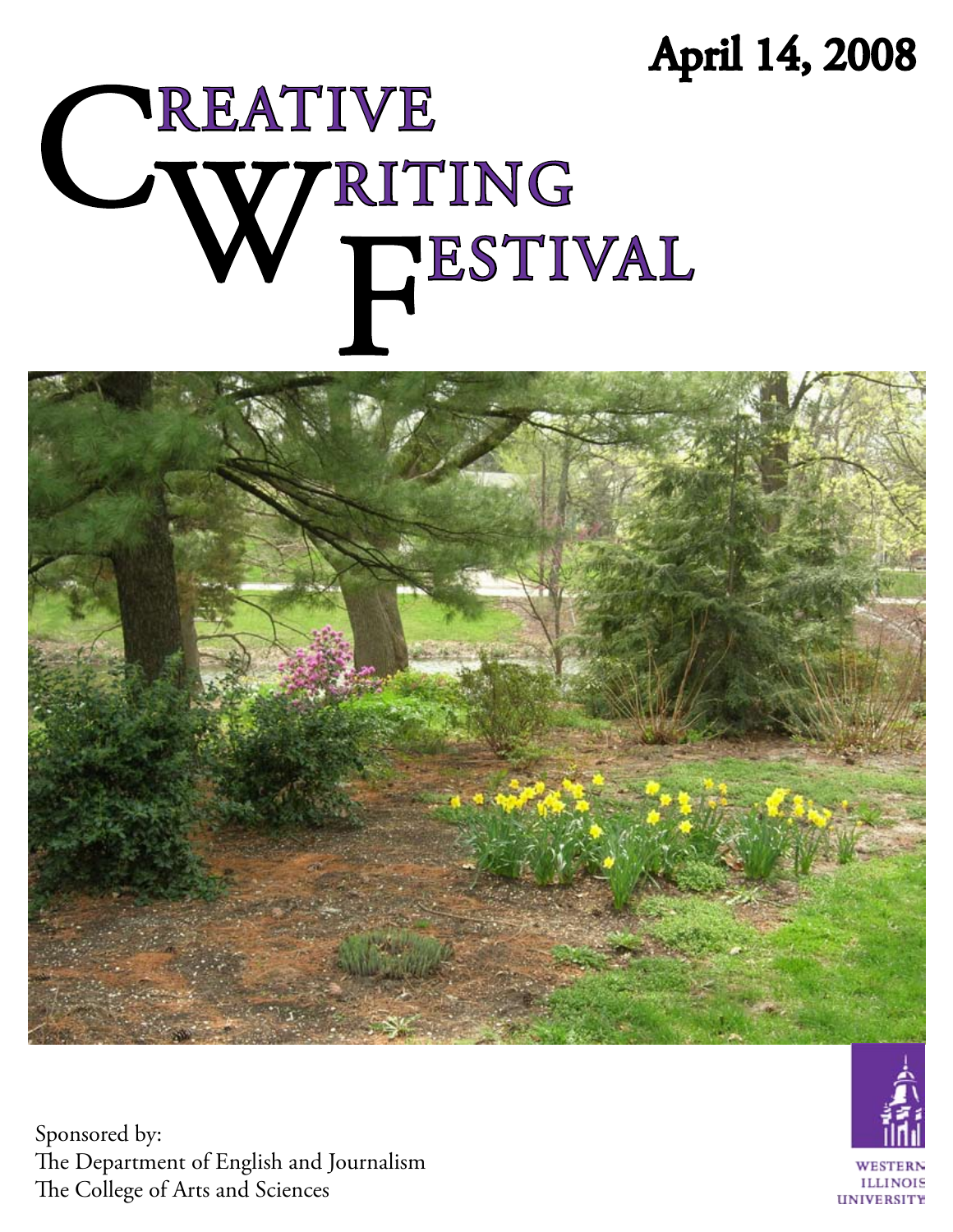April 14, 2008

# Creative Writing Festival

Sponsored by:
The Department of English and Journalism
The College of Arts and Sciences

WESTERN ILLINOIS UNIVERSITY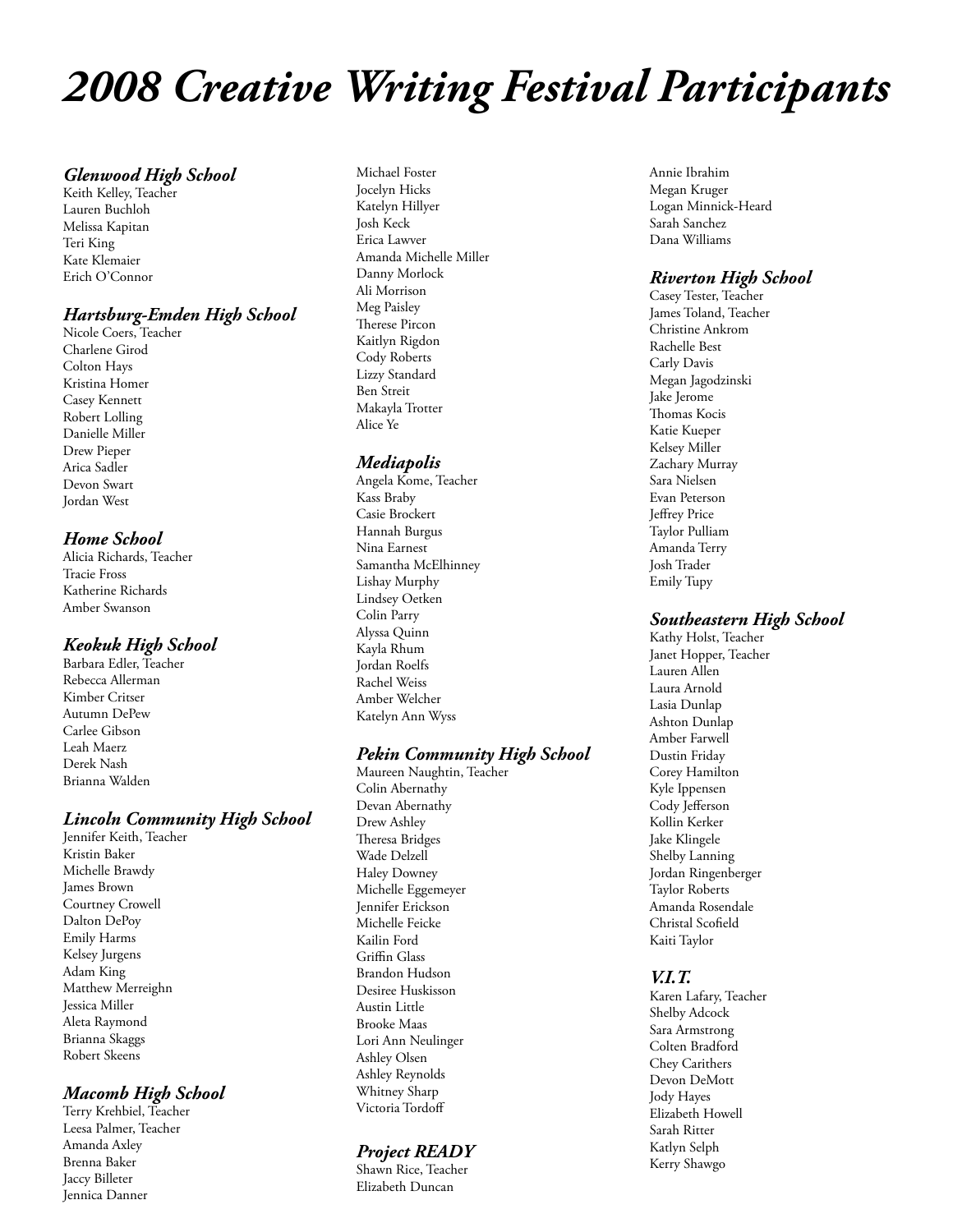# 2008 Creative Writing Festival Participants

### *Glenwood High School*

Keith Kelley, Teacher
Lauren Buchloh
Melissa Kapitan
Teri King
Kate Klemaier
Erich O'Connor

### *Hartsburg-Emden High School*

Nicole Coers, Teacher
Charlene Girod
Colton Hays
Kristina Homer
Casey Kennett
Robert Lolling
Danielle Miller
Drew Pieper
Arica Sadler
Devon Swart
Jordan West

### *Home School*

Alicia Richards, Teacher
Tracie Fross
Katherine Richards
Amber Swanson

### *Keokuk High School*

Barbara Edler, Teacher
Rebecca Allerman
Kimber Critser
Autumn DePew
Carlee Gibson
Leah Maerz
Derek Nash
Brianna Walden

### *Lincoln Community High School*

Jennifer Keith, Teacher
Kristin Baker
Michelle Brawdy
James Brown
Courtney Crowell
Dalton DePoy
Emily Harms
Kelsey Jurgens
Adam King
Matthew Merreighn
Jessica Miller
Aleta Raymond
Brianna Skaggs
Robert Skeens

### *Macomb High School*

Terry Krehbiel, Teacher
Leesa Palmer, Teacher
Amanda Axley
Brenna Baker
Jaccy Billeter
Jennica Danner
Michael Foster
Jocelyn Hicks
Katelyn Hillyer
Josh Keck
Erica Lawver
Amanda Michelle Miller
Danny Morlock
Ali Morrison
Meg Paisley
Therese Pircon
Kaitlyn Rigdon
Cody Roberts
Lizzy Standard
Ben Streit
Makayla Trotter
Alice Ye

### *Mediapolis*

Angela Kome, Teacher
Kass Braby
Casie Brockert
Hannah Burgus
Nina Earnest
Samantha McElhinney
Lishay Murphy
Lindsey Oetken
Colin Parry
Alyssa Quinn
Kayla Rhum
Jordan Roelfs
Rachel Weiss
Amber Welcher
Katelyn Ann Wyss

### *Pekin Community High School*

Maureen Naughtin, Teacher
Colin Abernathy
Devan Abernathy
Drew Ashley
Theresa Bridges
Wade Delzell
Haley Downey
Michelle Eggemeyer
Jennifer Erickson
Michelle Feicke
Kailin Ford
Griffin Glass
Brandon Hudson
Desiree Huskisson
Austin Little
Brooke Maas
Lori Ann Neulinger
Ashley Olsen
Ashley Reynolds
Whitney Sharp
Victoria Tordoff

### *Project READY*

Shawn Rice, Teacher
Elizabeth Duncan
Annie Ibrahim
Megan Kruger
Logan Minnick-Heard
Sarah Sanchez
Dana Williams

### *Riverton High School*

Casey Tester, Teacher
James Toland, Teacher
Christine Ankrom
Rachelle Best
Carly Davis
Megan Jagodzinski
Jake Jerome
Thomas Kocis
Katie Kueper
Kelsey Miller
Zachary Murray
Sara Nielsen
Evan Peterson
Jeffrey Price
Taylor Pulliam
Amanda Terry
Josh Trader
Emily Tupy

### *Southeastern High School*

Kathy Holst, Teacher
Janet Hopper, Teacher
Lauren Allen
Laura Arnold
Lasia Dunlap
Ashton Dunlap
Amber Farwell
Dustin Friday
Corey Hamilton
Kyle Ippensen
Cody Jefferson
Kollin Kerker
Jake Klingele
Shelby Lanning
Jordan Ringenberger
Taylor Roberts
Amanda Rosendale
Christal Scofield
Kaiti Taylor

### *V.I.T.*

Karen Lafary, Teacher
Shelby Adcock
Sara Armstrong
Colten Bradford
Chey Carithers
Devon DeMott
Jody Hayes
Elizabeth Howell
Sarah Ritter
Katlyn Selph
Kerry Shawgo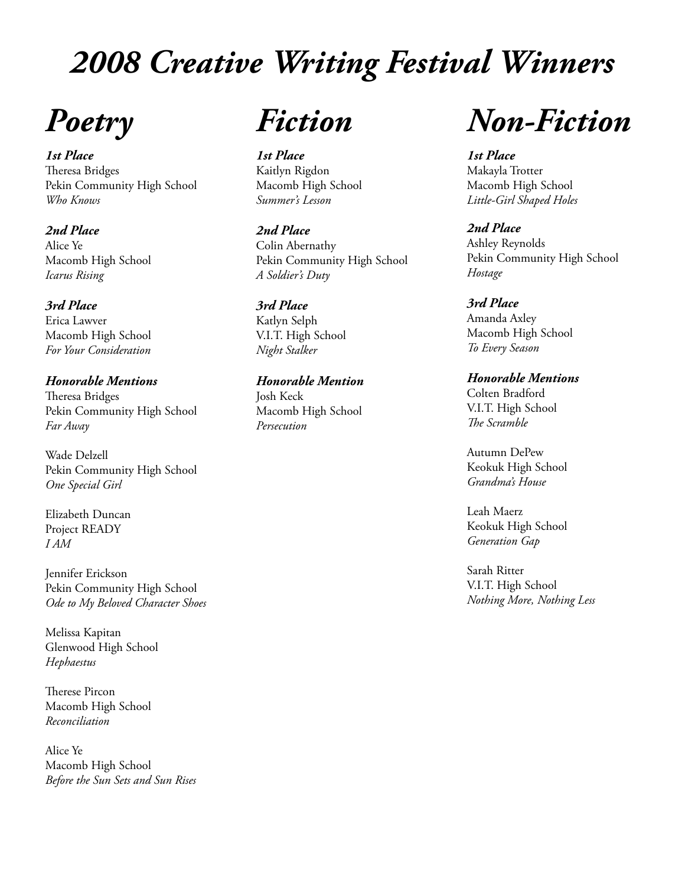# *2008 Creative Writing Festival Winners*

## *Poetry*

***1st Place***
Theresa Bridges
Pekin Community High School
*Who Knows*

***2nd Place***
Alice Ye
Macomb High School
*Icarus Rising*

***3rd Place***
Erica Lawver
Macomb High School
*For Your Consideration*

***Honorable Mentions***
Theresa Bridges
Pekin Community High School
*Far Away*

Wade Delzell
Pekin Community High School
*One Special Girl*

Elizabeth Duncan
Project READY
*I AM*

Jennifer Erickson
Pekin Community High School
*Ode to My Beloved Character Shoes*

Melissa Kapitan
Glenwood High School
*Hephaestus*

Therese Pircon
Macomb High School
*Reconciliation*

Alice Ye
Macomb High School
*Before the Sun Sets and Sun Rises*

## *Fiction*

***1st Place***
Kaitlyn Rigdon
Macomb High School
*Summer's Lesson*

***2nd Place***
Colin Abernathy
Pekin Community High School
*A Soldier's Duty*

***3rd Place***
Katlyn Selph
V.I.T. High School
*Night Stalker*

***Honorable Mention***
Josh Keck
Macomb High School
*Persecution*

## *Non-Fiction*

***1st Place***
Makayla Trotter
Macomb High School
*Little-Girl Shaped Holes*

***2nd Place***
Ashley Reynolds
Pekin Community High School
*Hostage*

***3rd Place***
Amanda Axley
Macomb High School
*To Every Season*

***Honorable Mentions***
Colten Bradford
V.I.T. High School
*The Scramble*

Autumn DePew
Keokuk High School
*Grandma's House*

Leah Maerz
Keokuk High School
*Generation Gap*

Sarah Ritter
V.I.T. High School
*Nothing More, Nothing Less*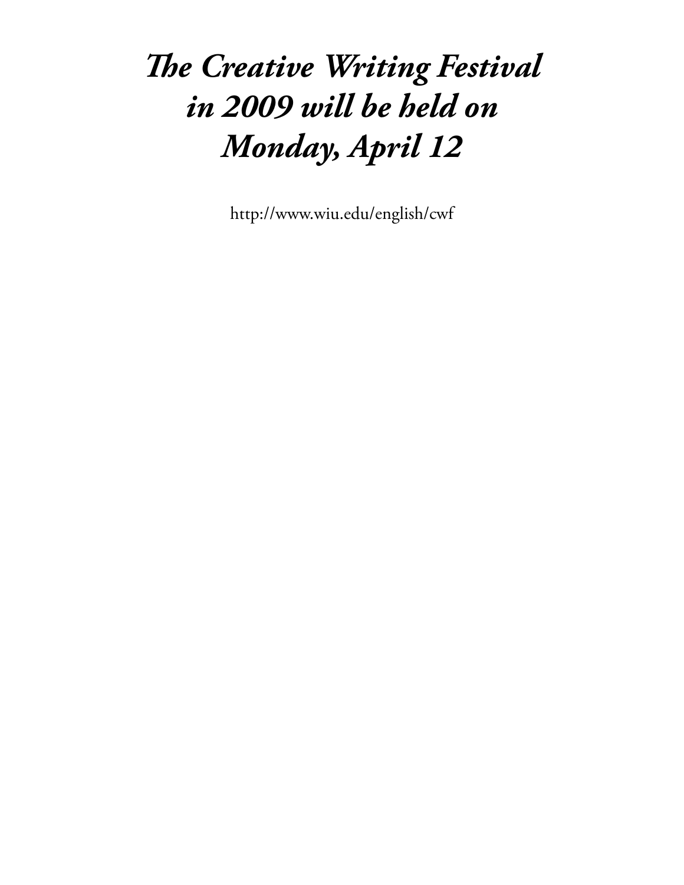# *The Creative Writing Festival in 2009 will be held on Monday, April 12*

http://www.wiu.edu/english/cwf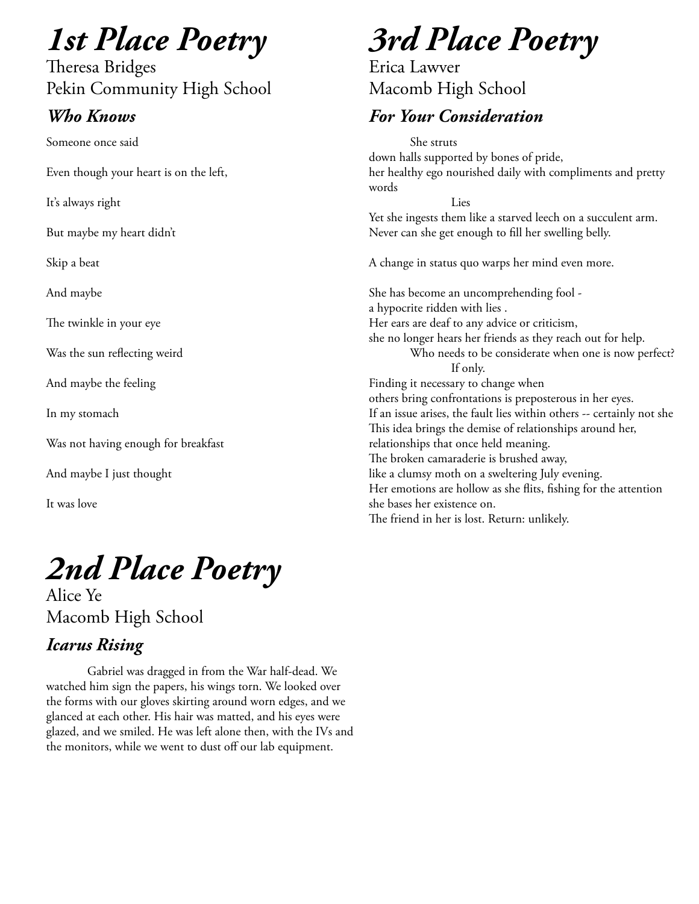# *1st Place Poetry*

Theresa Bridges
Pekin Community High School

### *Who Knows*

Someone once said

Even though your heart is on the left,

It's always right

But maybe my heart didn't

Skip a beat

And maybe

The twinkle in your eye

Was the sun reflecting weird

And maybe the feeling

In my stomach

Was not having enough for breakfast

And maybe I just thought

It was love

# *2nd Place Poetry*

Alice Ye
Macomb High School

### *Icarus Rising*

Gabriel was dragged in from the War half-dead. We watched him sign the papers, his wings torn. We looked over the forms with our gloves skirting around worn edges, and we glanced at each other. His hair was matted, and his eyes were glazed, and we smiled. He was left alone then, with the IVs and the monitors, while we went to dust off our lab equipment.

# *3rd Place Poetry*

Erica Lawver
Macomb High School

### *For Your Consideration*

She struts
down halls supported by bones of pride,
her healthy ego nourished daily with compliments and pretty words
Lies
Yet she ingests them like a starved leech on a succulent arm.
Never can she get enough to fill her swelling belly.

A change in status quo warps her mind even more.

She has become an uncomprehending fool -
a hypocrite ridden with lies .
Her ears are deaf to any advice or criticism,
she no longer hears her friends as they reach out for help.
Who needs to be considerate when one is now perfect?
If only.
Finding it necessary to change when
others bring confrontations is preposterous in her eyes.
If an issue arises, the fault lies within others -- certainly not she
This idea brings the demise of relationships around her,
relationships that once held meaning.
The broken camaraderie is brushed away,
like a clumsy moth on a sweltering July evening.
Her emotions are hollow as she flits, fishing for the attention
she bases her existence on.
The friend in her is lost. Return: unlikely.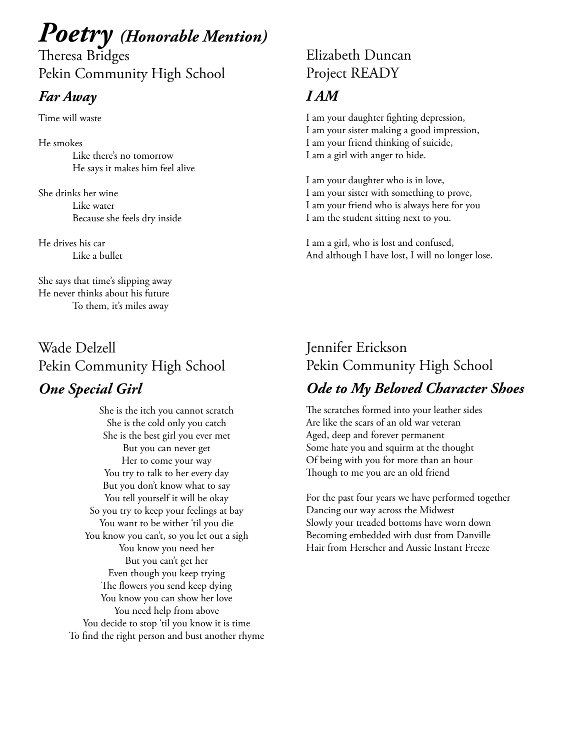# *Poetry (Honorable Mention)*

Theresa Bridges
Pekin Community High School

## *Far Away*

Time will waste

He smokes
Like there's no tomorrow
He says it makes him feel alive

She drinks her wine
Like water
Because she feels dry inside

He drives his car
Like a bullet

She says that time's slipping away
He never thinks about his future
To them, it's miles away

Elizabeth Duncan
Project READY

## *I AM*

I am your daughter fighting depression,
I am your sister making a good impression,
I am your friend thinking of suicide,
I am a girl with anger to hide.

I am your daughter who is in love,
I am your sister with something to prove,
I am your friend who is always here for you
I am the student sitting next to you.

I am a girl, who is lost and confused,
And although I have lost, I will no longer lose.

Wade Delzell
Pekin Community High School

## *One Special Girl*

She is the itch you cannot scratch
She is the cold only you catch
She is the best girl you ever met
But you can never get
Her to come your way
You try to talk to her every day
But you don't know what to say
You tell yourself it will be okay
So you try to keep your feelings at bay
You want to be wither 'til you die
You know you can't, so you let out a sigh
You know you need her
But you can't get her
Even though you keep trying
The flowers you send keep dying
You know you can show her love
You need help from above
You decide to stop 'til you know it is time
To find the right person and bust another rhyme

Jennifer Erickson
Pekin Community High School

## *Ode to My Beloved Character Shoes*

The scratches formed into your leather sides
Are like the scars of an old war veteran
Aged, deep and forever permanent
Some hate you and squirm at the thought
Of being with you for more than an hour
Though to me you are an old friend

For the past four years we have performed together
Dancing our way across the Midwest
Slowly your treaded bottoms have worn down
Becoming embedded with dust from Danville
Hair from Herscher and Aussie Instant Freeze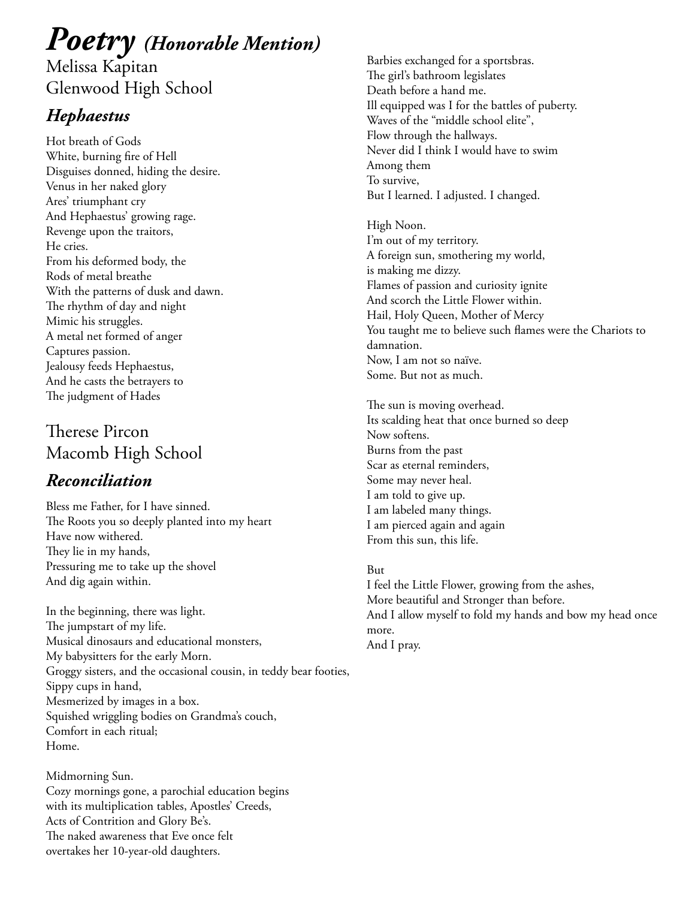# *Poetry* *(Honorable Mention)*

Melissa Kapitan
Glenwood High School

## *Hephaestus*

Hot breath of Gods
White, burning fire of Hell
Disguises donned, hiding the desire.
Venus in her naked glory
Ares' triumphant cry
And Hephaestus' growing rage.
Revenge upon the traitors,
He cries.
From his deformed body, the
Rods of metal breathe
With the patterns of dusk and dawn.
The rhythm of day and night
Mimic his struggles.
A metal net formed of anger
Captures passion.
Jealousy feeds Hephaestus,
And he casts the betrayers to
The judgment of Hades

Therese Pircon
Macomb High School

## *Reconciliation*

Bless me Father, for I have sinned.
The Roots you so deeply planted into my heart
Have now withered.
They lie in my hands,
Pressuring me to take up the shovel
And dig again within.

In the beginning, there was light.
The jumpstart of my life.
Musical dinosaurs and educational monsters,
My babysitters for the early Morn.
Groggy sisters, and the occasional cousin, in teddy bear footies,
Sippy cups in hand,
Mesmerized by images in a box.
Squished wriggling bodies on Grandma's couch,
Comfort in each ritual;
Home.

Midmorning Sun.
Cozy mornings gone, a parochial education begins
with its multiplication tables, Apostles' Creeds,
Acts of Contrition and Glory Be's.
The naked awareness that Eve once felt
overtakes her 10-year-old daughters.
Barbies exchanged for a sportsbras.
The girl's bathroom legislates
Death before a hand me.
Ill equipped was I for the battles of puberty.
Waves of the "middle school elite",
Flow through the hallways.
Never did I think I would have to swim
Among them
To survive,
But I learned. I adjusted. I changed.

High Noon.
I'm out of my territory.
A foreign sun, smothering my world,
is making me dizzy.
Flames of passion and curiosity ignite
And scorch the Little Flower within.
Hail, Holy Queen, Mother of Mercy
You taught me to believe such flames were the Chariots to damnation.
Now, I am not so naïve.
Some. But not as much.

The sun is moving overhead.
Its scalding heat that once burned so deep
Now softens.
Burns from the past
Scar as eternal reminders,
Some may never heal.
I am told to give up.
I am labeled many things.
I am pierced again and again
From this sun, this life.

But
I feel the Little Flower, growing from the ashes,
More beautiful and Stronger than before.
And I allow myself to fold my hands and bow my head once more.
And I pray.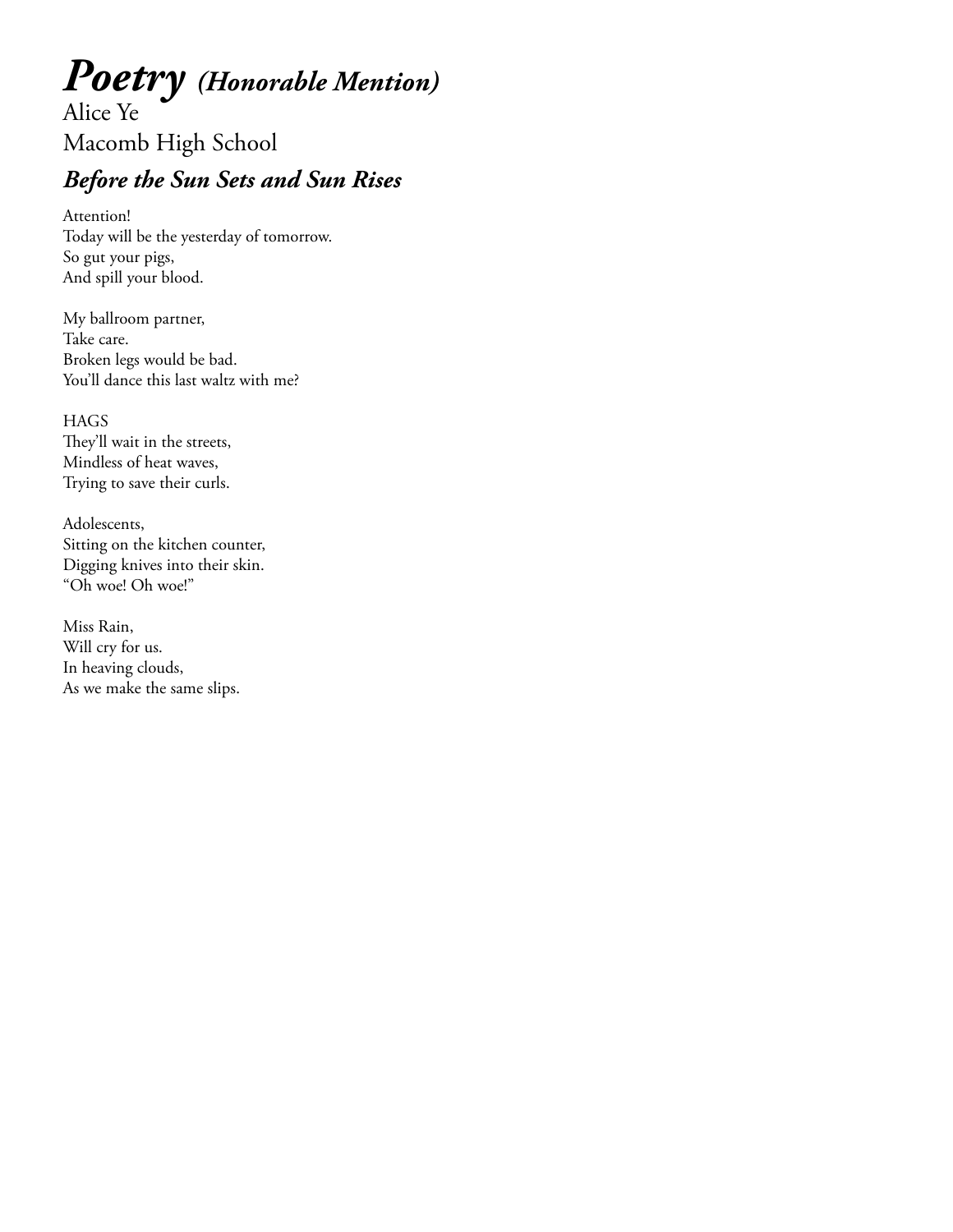# *Poetry* *(Honorable Mention)*

Alice Ye

Macomb High School

## *Before the Sun Sets and Sun Rises*

Attention!
Today will be the yesterday of tomorrow.
So gut your pigs,
And spill your blood.

My ballroom partner,
Take care.
Broken legs would be bad.
You'll dance this last waltz with me?

HAGS
They'll wait in the streets,
Mindless of heat waves,
Trying to save their curls.

Adolescents,
Sitting on the kitchen counter,
Digging knives into their skin.
"Oh woe! Oh woe!"

Miss Rain,
Will cry for us.
In heaving clouds,
As we make the same slips.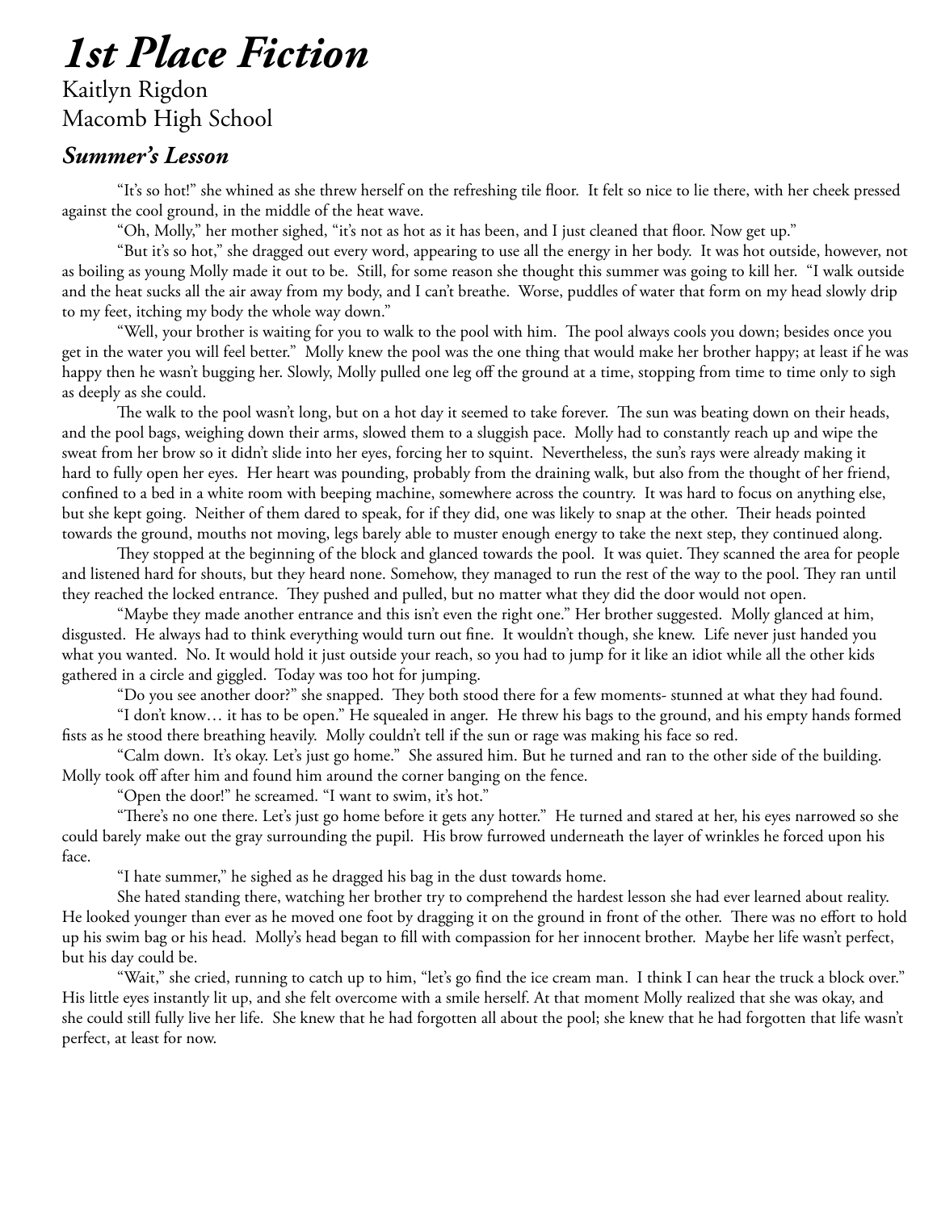# *1st Place Fiction*

Kaitlyn Rigdon
Macomb High School

## *Summer's Lesson*

"It's so hot!" she whined as she threw herself on the refreshing tile floor. It felt so nice to lie there, with her cheek pressed against the cool ground, in the middle of the heat wave.

"Oh, Molly," her mother sighed, "it's not as hot as it has been, and I just cleaned that floor. Now get up."

"But it's so hot," she dragged out every word, appearing to use all the energy in her body. It was hot outside, however, not as boiling as young Molly made it out to be. Still, for some reason she thought this summer was going to kill her. "I walk outside and the heat sucks all the air away from my body, and I can't breathe. Worse, puddles of water that form on my head slowly drip to my feet, itching my body the whole way down."

"Well, your brother is waiting for you to walk to the pool with him. The pool always cools you down; besides once you get in the water you will feel better." Molly knew the pool was the one thing that would make her brother happy; at least if he was happy then he wasn't bugging her. Slowly, Molly pulled one leg off the ground at a time, stopping from time to time only to sigh as deeply as she could.

The walk to the pool wasn't long, but on a hot day it seemed to take forever. The sun was beating down on their heads, and the pool bags, weighing down their arms, slowed them to a sluggish pace. Molly had to constantly reach up and wipe the sweat from her brow so it didn't slide into her eyes, forcing her to squint. Nevertheless, the sun's rays were already making it hard to fully open her eyes. Her heart was pounding, probably from the draining walk, but also from the thought of her friend, confined to a bed in a white room with beeping machine, somewhere across the country. It was hard to focus on anything else, but she kept going. Neither of them dared to speak, for if they did, one was likely to snap at the other. Their heads pointed towards the ground, mouths not moving, legs barely able to muster enough energy to take the next step, they continued along.

They stopped at the beginning of the block and glanced towards the pool. It was quiet. They scanned the area for people and listened hard for shouts, but they heard none. Somehow, they managed to run the rest of the way to the pool. They ran until they reached the locked entrance. They pushed and pulled, but no matter what they did the door would not open.

"Maybe they made another entrance and this isn't even the right one." Her brother suggested. Molly glanced at him, disgusted. He always had to think everything would turn out fine. It wouldn't though, she knew. Life never just handed you what you wanted. No. It would hold it just outside your reach, so you had to jump for it like an idiot while all the other kids gathered in a circle and giggled. Today was too hot for jumping.

"Do you see another door?" she snapped. They both stood there for a few moments- stunned at what they had found.

"I don't know… it has to be open." He squealed in anger. He threw his bags to the ground, and his empty hands formed fists as he stood there breathing heavily. Molly couldn't tell if the sun or rage was making his face so red.

"Calm down. It's okay. Let's just go home." She assured him. But he turned and ran to the other side of the building. Molly took off after him and found him around the corner banging on the fence.

"Open the door!" he screamed. "I want to swim, it's hot."

"There's no one there. Let's just go home before it gets any hotter." He turned and stared at her, his eyes narrowed so she could barely make out the gray surrounding the pupil. His brow furrowed underneath the layer of wrinkles he forced upon his face.

"I hate summer," he sighed as he dragged his bag in the dust towards home.

She hated standing there, watching her brother try to comprehend the hardest lesson she had ever learned about reality. He looked younger than ever as he moved one foot by dragging it on the ground in front of the other. There was no effort to hold up his swim bag or his head. Molly's head began to fill with compassion for her innocent brother. Maybe her life wasn't perfect, but his day could be.

"Wait," she cried, running to catch up to him, "let's go find the ice cream man. I think I can hear the truck a block over." His little eyes instantly lit up, and she felt overcome with a smile herself. At that moment Molly realized that she was okay, and she could still fully live her life. She knew that he had forgotten all about the pool; she knew that he had forgotten that life wasn't perfect, at least for now.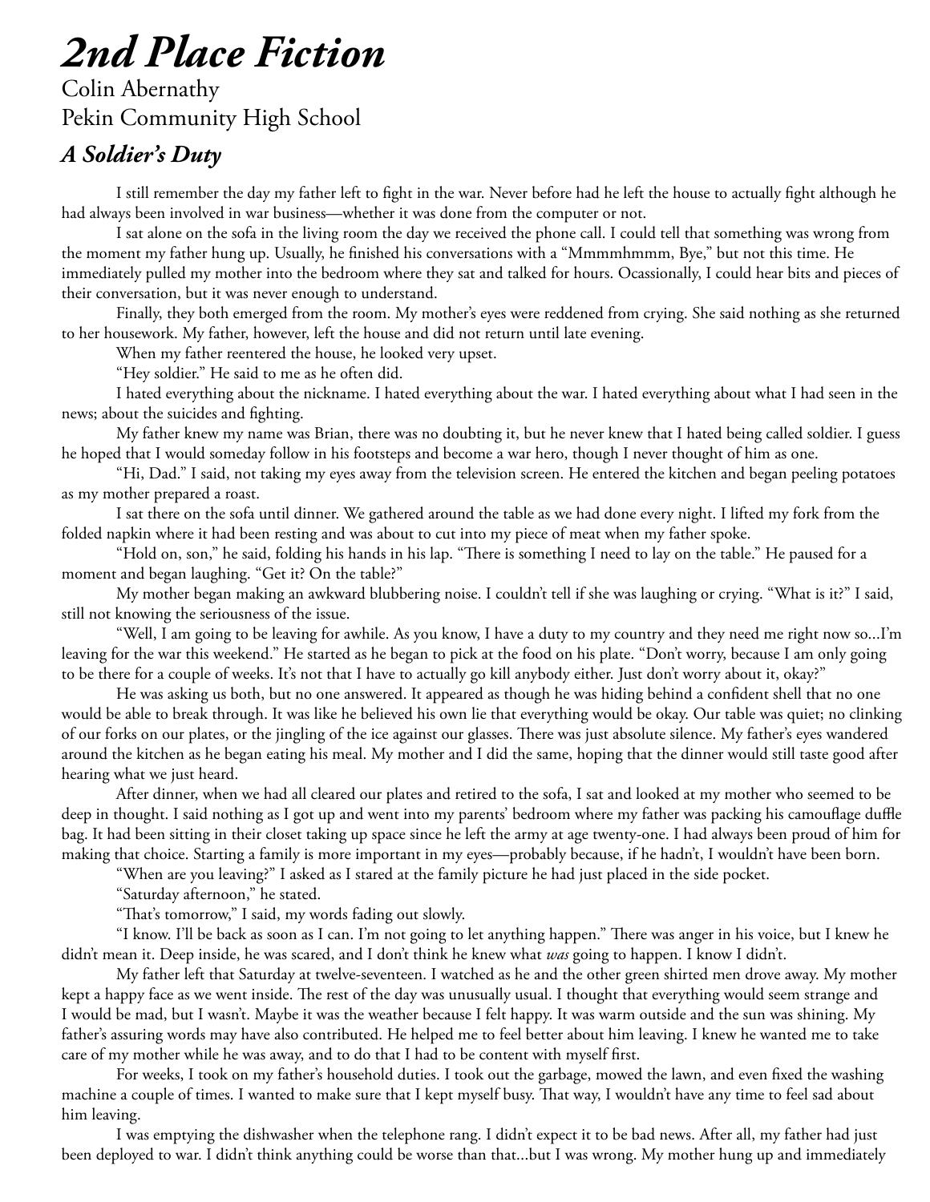# *2nd Place Fiction*

Colin Abernathy
Pekin Community High School

## *A Soldier's Duty*

I still remember the day my father left to fight in the war. Never before had he left the house to actually fight although he had always been involved in war business—whether it was done from the computer or not.

I sat alone on the sofa in the living room the day we received the phone call. I could tell that something was wrong from the moment my father hung up. Usually, he finished his conversations with a "Mmmmhmmm, Bye," but not this time. He immediately pulled my mother into the bedroom where they sat and talked for hours. Ocassionally, I could hear bits and pieces of their conversation, but it was never enough to understand.

Finally, they both emerged from the room. My mother's eyes were reddened from crying. She said nothing as she returned to her housework. My father, however, left the house and did not return until late evening.

When my father reentered the house, he looked very upset.

"Hey soldier." He said to me as he often did.

I hated everything about the nickname. I hated everything about the war. I hated everything about what I had seen in the news; about the suicides and fighting.

My father knew my name was Brian, there was no doubting it, but he never knew that I hated being called soldier. I guess he hoped that I would someday follow in his footsteps and become a war hero, though I never thought of him as one.

"Hi, Dad." I said, not taking my eyes away from the television screen. He entered the kitchen and began peeling potatoes as my mother prepared a roast.

I sat there on the sofa until dinner. We gathered around the table as we had done every night. I lifted my fork from the folded napkin where it had been resting and was about to cut into my piece of meat when my father spoke.

"Hold on, son," he said, folding his hands in his lap. "There is something I need to lay on the table." He paused for a moment and began laughing. "Get it? On the table?"

My mother began making an awkward blubbering noise. I couldn't tell if she was laughing or crying. "What is it?" I said, still not knowing the seriousness of the issue.

"Well, I am going to be leaving for awhile. As you know, I have a duty to my country and they need me right now so...I'm leaving for the war this weekend." He started as he began to pick at the food on his plate. "Don't worry, because I am only going to be there for a couple of weeks. It's not that I have to actually go kill anybody either. Just don't worry about it, okay?"

He was asking us both, but no one answered. It appeared as though he was hiding behind a confident shell that no one would be able to break through. It was like he believed his own lie that everything would be okay. Our table was quiet; no clinking of our forks on our plates, or the jingling of the ice against our glasses. There was just absolute silence. My father's eyes wandered around the kitchen as he began eating his meal. My mother and I did the same, hoping that the dinner would still taste good after hearing what we just heard.

After dinner, when we had all cleared our plates and retired to the sofa, I sat and looked at my mother who seemed to be deep in thought. I said nothing as I got up and went into my parents' bedroom where my father was packing his camouflage duffle bag. It had been sitting in their closet taking up space since he left the army at age twenty-one. I had always been proud of him for making that choice. Starting a family is more important in my eyes—probably because, if he hadn't, I wouldn't have been born.

"When are you leaving?" I asked as I stared at the family picture he had just placed in the side pocket.

"Saturday afternoon," he stated.

"That's tomorrow," I said, my words fading out slowly.

"I know. I'll be back as soon as I can. I'm not going to let anything happen." There was anger in his voice, but I knew he didn't mean it. Deep inside, he was scared, and I don't think he knew what *was* going to happen. I know I didn't.

My father left that Saturday at twelve-seventeen. I watched as he and the other green shirted men drove away. My mother kept a happy face as we went inside. The rest of the day was unusually usual. I thought that everything would seem strange and I would be mad, but I wasn't. Maybe it was the weather because I felt happy. It was warm outside and the sun was shining. My father's assuring words may have also contributed. He helped me to feel better about him leaving. I knew he wanted me to take care of my mother while he was away, and to do that I had to be content with myself first.

For weeks, I took on my father's household duties. I took out the garbage, mowed the lawn, and even fixed the washing machine a couple of times. I wanted to make sure that I kept myself busy. That way, I wouldn't have any time to feel sad about him leaving.

I was emptying the dishwasher when the telephone rang. I didn't expect it to be bad news. After all, my father had just been deployed to war. I didn't think anything could be worse than that...but I was wrong. My mother hung up and immediately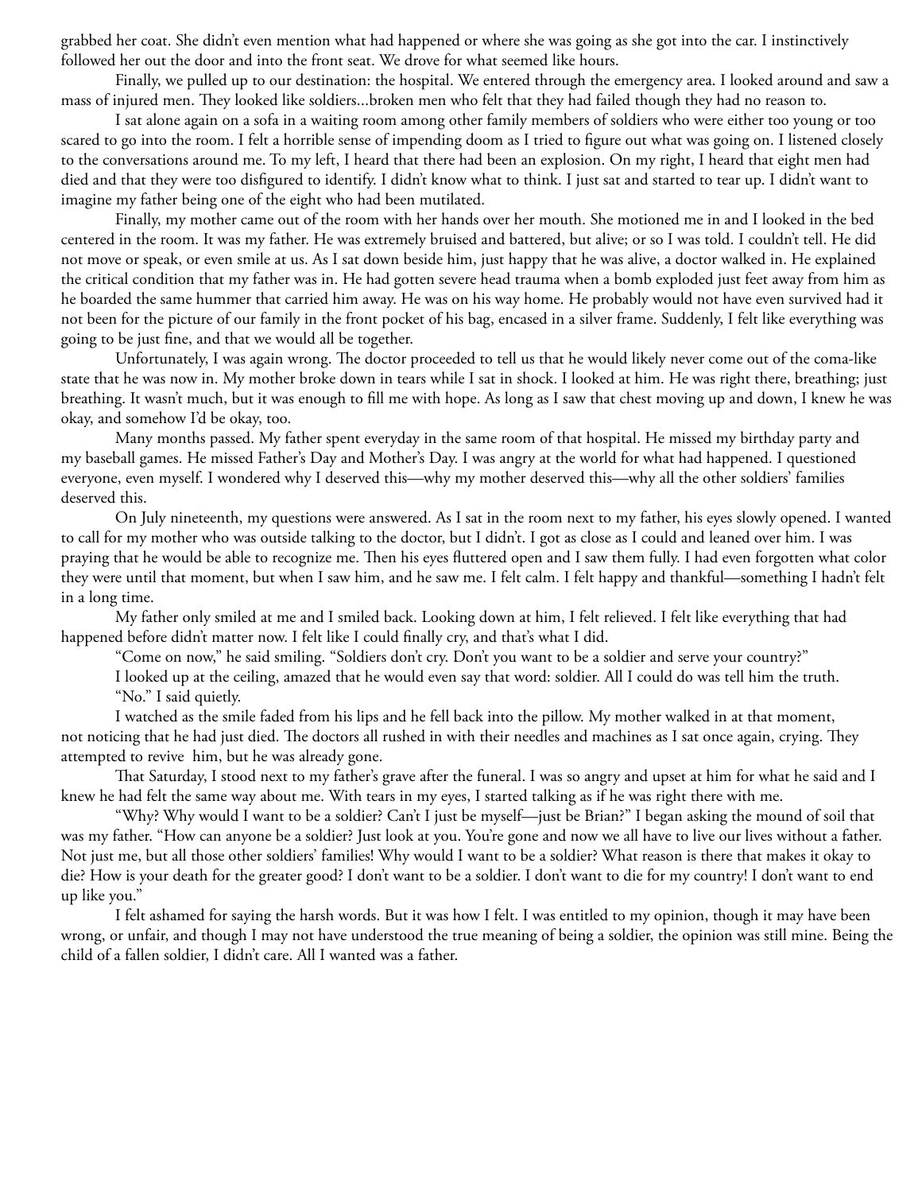grabbed her coat. She didn't even mention what had happened or where she was going as she got into the car. I instinctively followed her out the door and into the front seat. We drove for what seemed like hours.

Finally, we pulled up to our destination: the hospital. We entered through the emergency area. I looked around and saw a mass of injured men. They looked like soldiers...broken men who felt that they had failed though they had no reason to.

I sat alone again on a sofa in a waiting room among other family members of soldiers who were either too young or too scared to go into the room. I felt a horrible sense of impending doom as I tried to figure out what was going on. I listened closely to the conversations around me. To my left, I heard that there had been an explosion. On my right, I heard that eight men had died and that they were too disfigured to identify. I didn't know what to think. I just sat and started to tear up. I didn't want to imagine my father being one of the eight who had been mutilated.

Finally, my mother came out of the room with her hands over her mouth. She motioned me in and I looked in the bed centered in the room. It was my father. He was extremely bruised and battered, but alive; or so I was told. I couldn't tell. He did not move or speak, or even smile at us. As I sat down beside him, just happy that he was alive, a doctor walked in. He explained the critical condition that my father was in. He had gotten severe head trauma when a bomb exploded just feet away from him as he boarded the same hummer that carried him away. He was on his way home. He probably would not have even survived had it not been for the picture of our family in the front pocket of his bag, encased in a silver frame. Suddenly, I felt like everything was going to be just fine, and that we would all be together.

Unfortunately, I was again wrong. The doctor proceeded to tell us that he would likely never come out of the coma-like state that he was now in. My mother broke down in tears while I sat in shock. I looked at him. He was right there, breathing; just breathing. It wasn't much, but it was enough to fill me with hope. As long as I saw that chest moving up and down, I knew he was okay, and somehow I'd be okay, too.

Many months passed. My father spent everyday in the same room of that hospital. He missed my birthday party and my baseball games. He missed Father's Day and Mother's Day. I was angry at the world for what had happened. I questioned everyone, even myself. I wondered why I deserved this—why my mother deserved this—why all the other soldiers' families deserved this.

On July nineteenth, my questions were answered. As I sat in the room next to my father, his eyes slowly opened. I wanted to call for my mother who was outside talking to the doctor, but I didn't. I got as close as I could and leaned over him. I was praying that he would be able to recognize me. Then his eyes fluttered open and I saw them fully. I had even forgotten what color they were until that moment, but when I saw him, and he saw me. I felt calm. I felt happy and thankful—something I hadn't felt in a long time.

My father only smiled at me and I smiled back. Looking down at him, I felt relieved. I felt like everything that had happened before didn't matter now. I felt like I could finally cry, and that's what I did.

"Come on now," he said smiling. "Soldiers don't cry. Don't you want to be a soldier and serve your country?"

I looked up at the ceiling, amazed that he would even say that word: soldier. All I could do was tell him the truth.

"No." I said quietly.

I watched as the smile faded from his lips and he fell back into the pillow. My mother walked in at that moment, not noticing that he had just died. The doctors all rushed in with their needles and machines as I sat once again, crying. They attempted to revive him, but he was already gone.

That Saturday, I stood next to my father's grave after the funeral. I was so angry and upset at him for what he said and I knew he had felt the same way about me. With tears in my eyes, I started talking as if he was right there with me.

"Why? Why would I want to be a soldier? Can't I just be myself—just be Brian?" I began asking the mound of soil that was my father. "How can anyone be a soldier? Just look at you. You're gone and now we all have to live our lives without a father. Not just me, but all those other soldiers' families! Why would I want to be a soldier? What reason is there that makes it okay to die? How is your death for the greater good? I don't want to be a soldier. I don't want to die for my country! I don't want to end up like you."

I felt ashamed for saying the harsh words. But it was how I felt. I was entitled to my opinion, though it may have been wrong, or unfair, and though I may not have understood the true meaning of being a soldier, the opinion was still mine. Being the child of a fallen soldier, I didn't care. All I wanted was a father.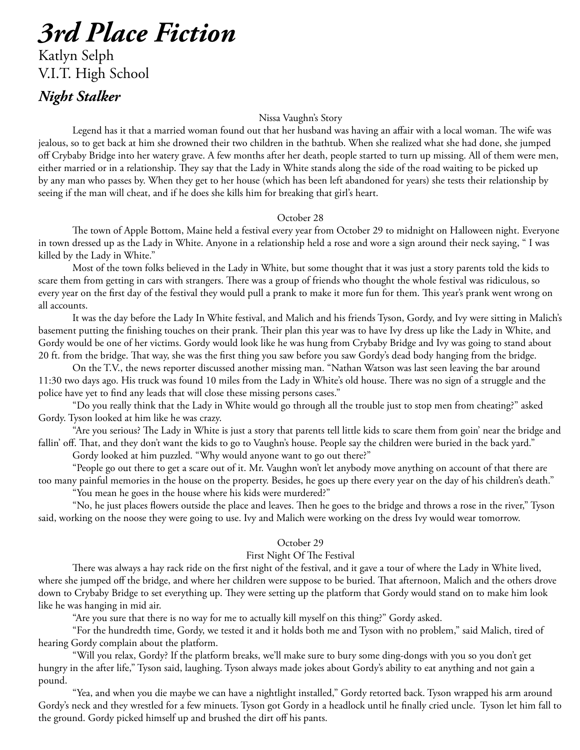# *3rd Place Fiction*

Katlyn Selph
V.I.T. High School

## *Night Stalker*

Nissa Vaughn's Story

Legend has it that a married woman found out that her husband was having an affair with a local woman. The wife was jealous, so to get back at him she drowned their two children in the bathtub. When she realized what she had done, she jumped off Crybaby Bridge into her watery grave. A few months after her death, people started to turn up missing. All of them were men, either married or in a relationship. They say that the Lady in White stands along the side of the road waiting to be picked up by any man who passes by. When they get to her house (which has been left abandoned for years) she tests their relationship by seeing if the man will cheat, and if he does she kills him for breaking that girl's heart.

October 28

The town of Apple Bottom, Maine held a festival every year from October 29 to midnight on Halloween night. Everyone in town dressed up as the Lady in White. Anyone in a relationship held a rose and wore a sign around their neck saying, " I was killed by the Lady in White."

Most of the town folks believed in the Lady in White, but some thought that it was just a story parents told the kids to scare them from getting in cars with strangers. There was a group of friends who thought the whole festival was ridiculous, so every year on the first day of the festival they would pull a prank to make it more fun for them. This year's prank went wrong on all accounts.

It was the day before the Lady In White festival, and Malich and his friends Tyson, Gordy, and Ivy were sitting in Malich's basement putting the finishing touches on their prank. Their plan this year was to have Ivy dress up like the Lady in White, and Gordy would be one of her victims. Gordy would look like he was hung from Crybaby Bridge and Ivy was going to stand about 20 ft. from the bridge. That way, she was the first thing you saw before you saw Gordy's dead body hanging from the bridge.

On the T.V., the news reporter discussed another missing man. "Nathan Watson was last seen leaving the bar around 11:30 two days ago. His truck was found 10 miles from the Lady in White's old house. There was no sign of a struggle and the police have yet to find any leads that will close these missing persons cases."

"Do you really think that the Lady in White would go through all the trouble just to stop men from cheating?" asked Gordy. Tyson looked at him like he was crazy.

"Are you serious? The Lady in White is just a story that parents tell little kids to scare them from goin' near the bridge and fallin' off. That, and they don't want the kids to go to Vaughn's house. People say the children were buried in the back yard."

Gordy looked at him puzzled. "Why would anyone want to go out there?"

"People go out there to get a scare out of it. Mr. Vaughn won't let anybody move anything on account of that there are too many painful memories in the house on the property. Besides, he goes up there every year on the day of his children's death."

"You mean he goes in the house where his kids were murdered?"

"No, he just places flowers outside the place and leaves. Then he goes to the bridge and throws a rose in the river," Tyson said, working on the noose they were going to use. Ivy and Malich were working on the dress Ivy would wear tomorrow.

October 29
First Night Of The Festival

There was always a hay rack ride on the first night of the festival, and it gave a tour of where the Lady in White lived, where she jumped off the bridge, and where her children were suppose to be buried. That afternoon, Malich and the others drove down to Crybaby Bridge to set everything up. They were setting up the platform that Gordy would stand on to make him look like he was hanging in mid air.

"Are you sure that there is no way for me to actually kill myself on this thing?" Gordy asked.

"For the hundredth time, Gordy, we tested it and it holds both me and Tyson with no problem," said Malich, tired of hearing Gordy complain about the platform.

"Will you relax, Gordy? If the platform breaks, we'll make sure to bury some ding-dongs with you so you don't get hungry in the after life," Tyson said, laughing. Tyson always made jokes about Gordy's ability to eat anything and not gain a pound.

"Yea, and when you die maybe we can have a nightlight installed," Gordy retorted back. Tyson wrapped his arm around Gordy's neck and they wrestled for a few minuets. Tyson got Gordy in a headlock until he finally cried uncle. Tyson let him fall to the ground. Gordy picked himself up and brushed the dirt off his pants.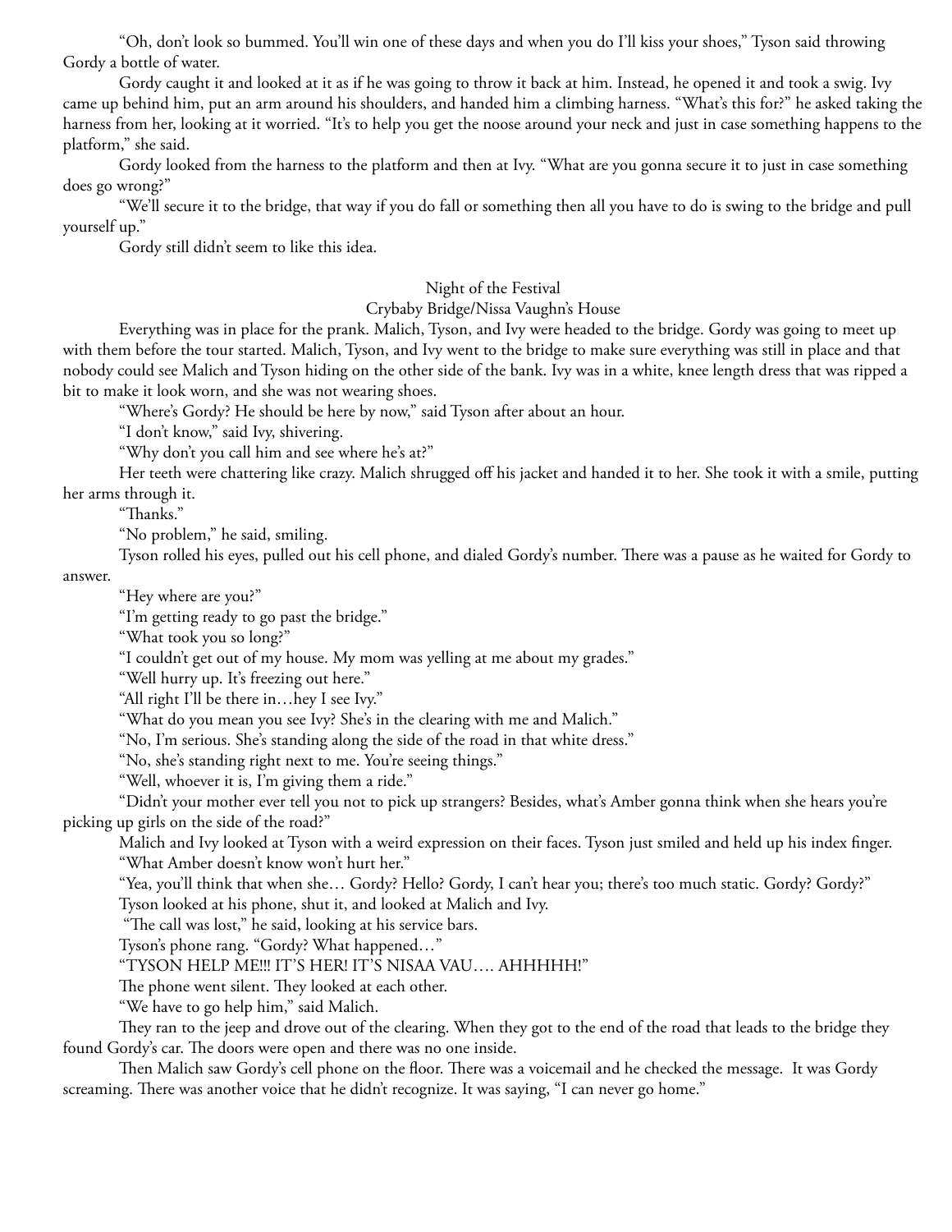"Oh, don't look so bummed. You'll win one of these days and when you do I'll kiss your shoes," Tyson said throwing Gordy a bottle of water.

Gordy caught it and looked at it as if he was going to throw it back at him. Instead, he opened it and took a swig. Ivy came up behind him, put an arm around his shoulders, and handed him a climbing harness. "What's this for?" he asked taking the harness from her, looking at it worried. "It's to help you get the noose around your neck and just in case something happens to the platform," she said.

Gordy looked from the harness to the platform and then at Ivy. "What are you gonna secure it to just in case something does go wrong?"

"We'll secure it to the bridge, that way if you do fall or something then all you have to do is swing to the bridge and pull yourself up."

Gordy still didn't seem to like this idea.

Night of the Festival

Crybaby Bridge/Nissa Vaughn's House

Everything was in place for the prank. Malich, Tyson, and Ivy were headed to the bridge. Gordy was going to meet up with them before the tour started. Malich, Tyson, and Ivy went to the bridge to make sure everything was still in place and that nobody could see Malich and Tyson hiding on the other side of the bank. Ivy was in a white, knee length dress that was ripped a bit to make it look worn, and she was not wearing shoes.

"Where's Gordy? He should be here by now," said Tyson after about an hour.

"I don't know," said Ivy, shivering.

"Why don't you call him and see where he's at?"

Her teeth were chattering like crazy. Malich shrugged off his jacket and handed it to her. She took it with a smile, putting her arms through it.

"Thanks."

"No problem," he said, smiling.

Tyson rolled his eyes, pulled out his cell phone, and dialed Gordy's number. There was a pause as he waited for Gordy to answer.

"Hey where are you?"

"I'm getting ready to go past the bridge."

"What took you so long?"

"I couldn't get out of my house. My mom was yelling at me about my grades."

"Well hurry up. It's freezing out here."

"All right I'll be there in…hey I see Ivy."

"What do you mean you see Ivy? She's in the clearing with me and Malich."

"No, I'm serious. She's standing along the side of the road in that white dress."

"No, she's standing right next to me. You're seeing things."

"Well, whoever it is, I'm giving them a ride."

"Didn't your mother ever tell you not to pick up strangers? Besides, what's Amber gonna think when she hears you're picking up girls on the side of the road?"

Malich and Ivy looked at Tyson with a weird expression on their faces. Tyson just smiled and held up his index finger.

"What Amber doesn't know won't hurt her."

"Yea, you'll think that when she… Gordy? Hello? Gordy, I can't hear you; there's too much static. Gordy? Gordy?"

Tyson looked at his phone, shut it, and looked at Malich and Ivy.

"The call was lost," he said, looking at his service bars.

Tyson's phone rang. "Gordy? What happened…"

"TYSON HELP ME!!! IT'S HER! IT'S NISAA VAU…. AHHHHH!"

The phone went silent. They looked at each other.

"We have to go help him," said Malich.

They ran to the jeep and drove out of the clearing. When they got to the end of the road that leads to the bridge they found Gordy's car. The doors were open and there was no one inside.

Then Malich saw Gordy's cell phone on the floor. There was a voicemail and he checked the message. It was Gordy screaming. There was another voice that he didn't recognize. It was saying, "I can never go home."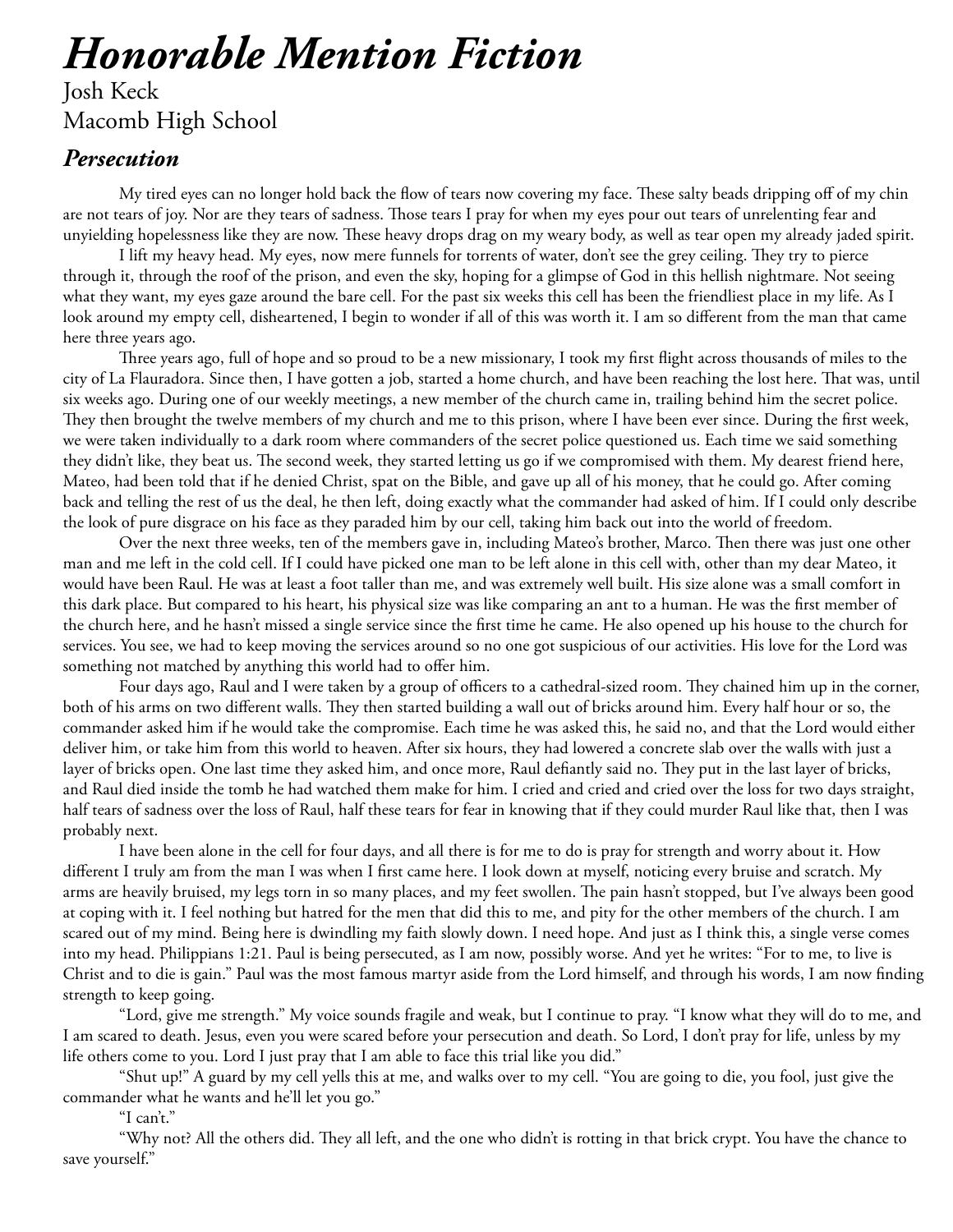# *Honorable Mention Fiction*

Josh Keck
Macomb High School

## *Persecution*

My tired eyes can no longer hold back the flow of tears now covering my face. These salty beads dripping off of my chin are not tears of joy. Nor are they tears of sadness. Those tears I pray for when my eyes pour out tears of unrelenting fear and unyielding hopelessness like they are now. These heavy drops drag on my weary body, as well as tear open my already jaded spirit.

I lift my heavy head. My eyes, now mere funnels for torrents of water, don't see the grey ceiling. They try to pierce through it, through the roof of the prison, and even the sky, hoping for a glimpse of God in this hellish nightmare. Not seeing what they want, my eyes gaze around the bare cell. For the past six weeks this cell has been the friendliest place in my life. As I look around my empty cell, disheartened, I begin to wonder if all of this was worth it. I am so different from the man that came here three years ago.

Three years ago, full of hope and so proud to be a new missionary, I took my first flight across thousands of miles to the city of La Flauradora. Since then, I have gotten a job, started a home church, and have been reaching the lost here. That was, until six weeks ago. During one of our weekly meetings, a new member of the church came in, trailing behind him the secret police. They then brought the twelve members of my church and me to this prison, where I have been ever since. During the first week, we were taken individually to a dark room where commanders of the secret police questioned us. Each time we said something they didn't like, they beat us. The second week, they started letting us go if we compromised with them. My dearest friend here, Mateo, had been told that if he denied Christ, spat on the Bible, and gave up all of his money, that he could go. After coming back and telling the rest of us the deal, he then left, doing exactly what the commander had asked of him. If I could only describe the look of pure disgrace on his face as they paraded him by our cell, taking him back out into the world of freedom.

Over the next three weeks, ten of the members gave in, including Mateo's brother, Marco. Then there was just one other man and me left in the cold cell. If I could have picked one man to be left alone in this cell with, other than my dear Mateo, it would have been Raul. He was at least a foot taller than me, and was extremely well built. His size alone was a small comfort in this dark place. But compared to his heart, his physical size was like comparing an ant to a human. He was the first member of the church here, and he hasn't missed a single service since the first time he came. He also opened up his house to the church for services. You see, we had to keep moving the services around so no one got suspicious of our activities. His love for the Lord was something not matched by anything this world had to offer him.

Four days ago, Raul and I were taken by a group of officers to a cathedral-sized room. They chained him up in the corner, both of his arms on two different walls. They then started building a wall out of bricks around him. Every half hour or so, the commander asked him if he would take the compromise. Each time he was asked this, he said no, and that the Lord would either deliver him, or take him from this world to heaven. After six hours, they had lowered a concrete slab over the walls with just a layer of bricks open. One last time they asked him, and once more, Raul defiantly said no. They put in the last layer of bricks, and Raul died inside the tomb he had watched them make for him. I cried and cried and cried over the loss for two days straight, half tears of sadness over the loss of Raul, half these tears for fear in knowing that if they could murder Raul like that, then I was probably next.

I have been alone in the cell for four days, and all there is for me to do is pray for strength and worry about it. How different I truly am from the man I was when I first came here. I look down at myself, noticing every bruise and scratch. My arms are heavily bruised, my legs torn in so many places, and my feet swollen. The pain hasn't stopped, but I've always been good at coping with it. I feel nothing but hatred for the men that did this to me, and pity for the other members of the church. I am scared out of my mind. Being here is dwindling my faith slowly down. I need hope. And just as I think this, a single verse comes into my head. Philippians 1:21. Paul is being persecuted, as I am now, possibly worse. And yet he writes: "For to me, to live is Christ and to die is gain." Paul was the most famous martyr aside from the Lord himself, and through his words, I am now finding strength to keep going.

"Lord, give me strength." My voice sounds fragile and weak, but I continue to pray. "I know what they will do to me, and I am scared to death. Jesus, even you were scared before your persecution and death. So Lord, I don't pray for life, unless by my life others come to you. Lord I just pray that I am able to face this trial like you did."

"Shut up!" A guard by my cell yells this at me, and walks over to my cell. "You are going to die, you fool, just give the commander what he wants and he'll let you go."

"I can't."

"Why not? All the others did. They all left, and the one who didn't is rotting in that brick crypt. You have the chance to save yourself."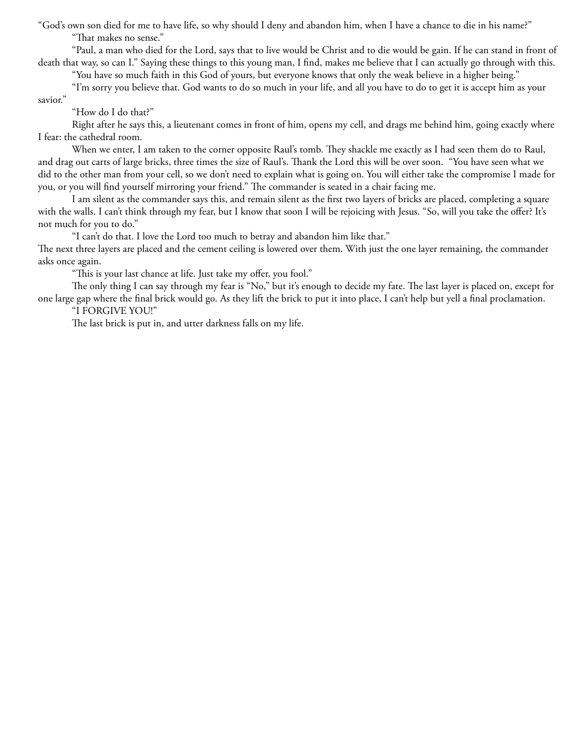"God's own son died for me to have life, so why should I deny and abandon him, when I have a chance to die in his name?"

"That makes no sense."

"Paul, a man who died for the Lord, says that to live would be Christ and to die would be gain. If he can stand in front of death that way, so can I." Saying these things to this young man, I find, makes me believe that I can actually go through with this.

"You have so much faith in this God of yours, but everyone knows that only the weak believe in a higher being."

"I'm sorry you believe that. God wants to do so much in your life, and all you have to do to get it is accept him as your savior."

"How do I do that?"

Right after he says this, a lieutenant comes in front of him, opens my cell, and drags me behind him, going exactly where I fear: the cathedral room.

When we enter, I am taken to the corner opposite Raul's tomb. They shackle me exactly as I had seen them do to Raul, and drag out carts of large bricks, three times the size of Raul's. Thank the Lord this will be over soon. "You have seen what we did to the other man from your cell, so we don't need to explain what is going on. You will either take the compromise I made for you, or you will find yourself mirroring your friend." The commander is seated in a chair facing me.

I am silent as the commander says this, and remain silent as the first two layers of bricks are placed, completing a square with the walls. I can't think through my fear, but I know that soon I will be rejoicing with Jesus. "So, will you take the offer? It's not much for you to do."

"I can't do that. I love the Lord too much to betray and abandon him like that."

The next three layers are placed and the cement ceiling is lowered over them. With just the one layer remaining, the commander asks once again.

"This is your last chance at life. Just take my offer, you fool."

The only thing I can say through my fear is "No," but it's enough to decide my fate. The last layer is placed on, except for one large gap where the final brick would go. As they lift the brick to put it into place, I can't help but yell a final proclamation.

"I FORGIVE YOU!"

The last brick is put in, and utter darkness falls on my life.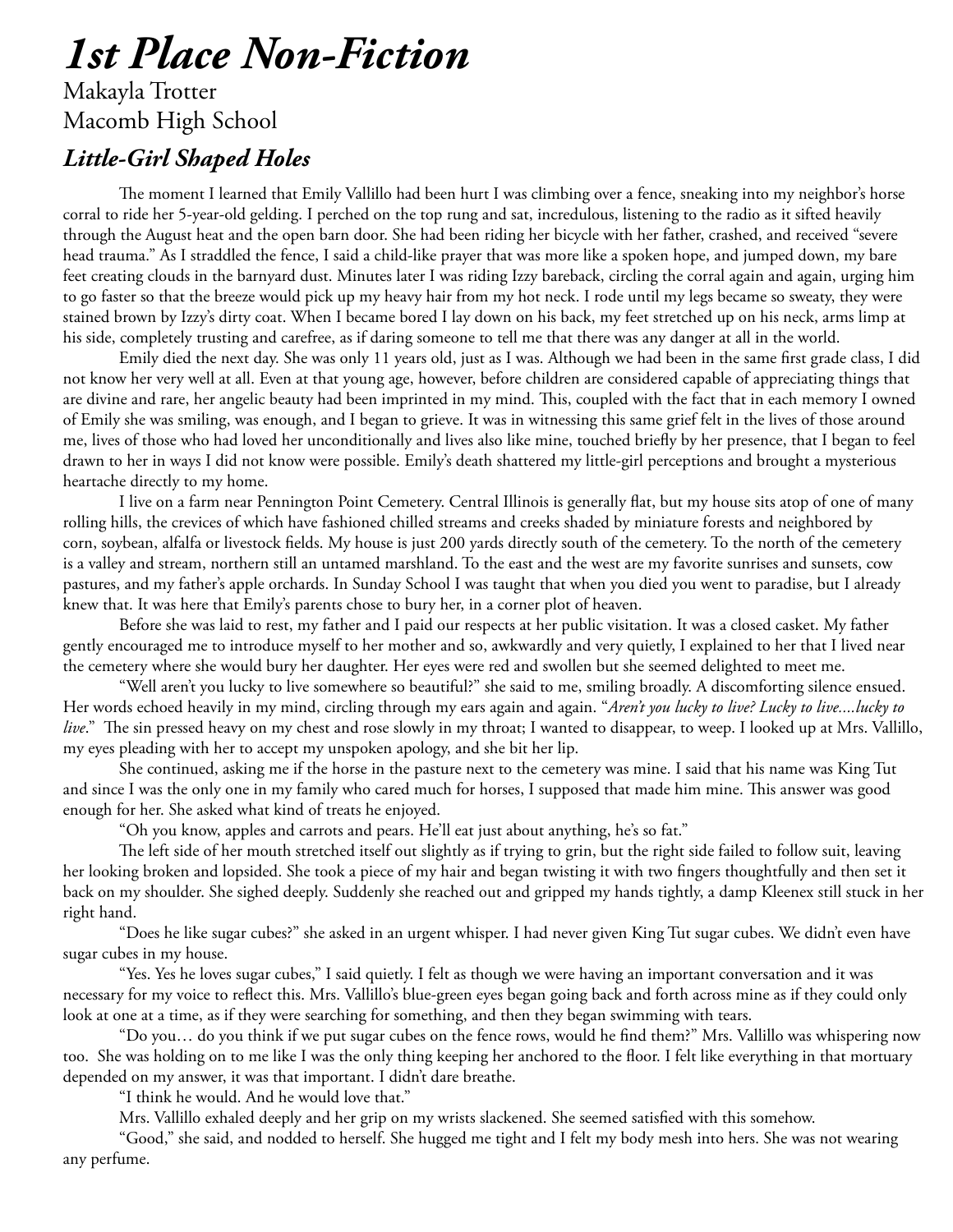# *1st Place Non-Fiction*

Makayla Trotter
Macomb High School

### *Little-Girl Shaped Holes*

The moment I learned that Emily Vallillo had been hurt I was climbing over a fence, sneaking into my neighbor's horse corral to ride her 5-year-old gelding. I perched on the top rung and sat, incredulous, listening to the radio as it sifted heavily through the August heat and the open barn door. She had been riding her bicycle with her father, crashed, and received "severe head trauma." As I straddled the fence, I said a child-like prayer that was more like a spoken hope, and jumped down, my bare feet creating clouds in the barnyard dust. Minutes later I was riding Izzy bareback, circling the corral again and again, urging him to go faster so that the breeze would pick up my heavy hair from my hot neck. I rode until my legs became so sweaty, they were stained brown by Izzy's dirty coat. When I became bored I lay down on his back, my feet stretched up on his neck, arms limp at his side, completely trusting and carefree, as if daring someone to tell me that there was any danger at all in the world.

Emily died the next day. She was only 11 years old, just as I was. Although we had been in the same first grade class, I did not know her very well at all. Even at that young age, however, before children are considered capable of appreciating things that are divine and rare, her angelic beauty had been imprinted in my mind. This, coupled with the fact that in each memory I owned of Emily she was smiling, was enough, and I began to grieve. It was in witnessing this same grief felt in the lives of those around me, lives of those who had loved her unconditionally and lives also like mine, touched briefly by her presence, that I began to feel drawn to her in ways I did not know were possible. Emily's death shattered my little-girl perceptions and brought a mysterious heartache directly to my home.

I live on a farm near Pennington Point Cemetery. Central Illinois is generally flat, but my house sits atop of one of many rolling hills, the crevices of which have fashioned chilled streams and creeks shaded by miniature forests and neighbored by corn, soybean, alfalfa or livestock fields. My house is just 200 yards directly south of the cemetery. To the north of the cemetery is a valley and stream, northern still an untamed marshland. To the east and the west are my favorite sunrises and sunsets, cow pastures, and my father's apple orchards. In Sunday School I was taught that when you died you went to paradise, but I already knew that. It was here that Emily's parents chose to bury her, in a corner plot of heaven.

Before she was laid to rest, my father and I paid our respects at her public visitation. It was a closed casket. My father gently encouraged me to introduce myself to her mother and so, awkwardly and very quietly, I explained to her that I lived near the cemetery where she would bury her daughter. Her eyes were red and swollen but she seemed delighted to meet me.

"Well aren't you lucky to live somewhere so beautiful?" she said to me, smiling broadly. A discomforting silence ensued. Her words echoed heavily in my mind, circling through my ears again and again. "*Aren't you lucky to live? Lucky to live....lucky to live*." The sin pressed heavy on my chest and rose slowly in my throat; I wanted to disappear, to weep. I looked up at Mrs. Vallillo, my eyes pleading with her to accept my unspoken apology, and she bit her lip.

She continued, asking me if the horse in the pasture next to the cemetery was mine. I said that his name was King Tut and since I was the only one in my family who cared much for horses, I supposed that made him mine. This answer was good enough for her. She asked what kind of treats he enjoyed.

"Oh you know, apples and carrots and pears. He'll eat just about anything, he's so fat."

The left side of her mouth stretched itself out slightly as if trying to grin, but the right side failed to follow suit, leaving her looking broken and lopsided. She took a piece of my hair and began twisting it with two fingers thoughtfully and then set it back on my shoulder. She sighed deeply. Suddenly she reached out and gripped my hands tightly, a damp Kleenex still stuck in her right hand.

"Does he like sugar cubes?" she asked in an urgent whisper. I had never given King Tut sugar cubes. We didn't even have sugar cubes in my house.

"Yes. Yes he loves sugar cubes," I said quietly. I felt as though we were having an important conversation and it was necessary for my voice to reflect this. Mrs. Vallillo's blue-green eyes began going back and forth across mine as if they could only look at one at a time, as if they were searching for something, and then they began swimming with tears.

"Do you… do you think if we put sugar cubes on the fence rows, would he find them?" Mrs. Vallillo was whispering now too. She was holding on to me like I was the only thing keeping her anchored to the floor. I felt like everything in that mortuary depended on my answer, it was that important. I didn't dare breathe.

"I think he would. And he would love that."

Mrs. Vallillo exhaled deeply and her grip on my wrists slackened. She seemed satisfied with this somehow.

"Good," she said, and nodded to herself. She hugged me tight and I felt my body mesh into hers. She was not wearing any perfume.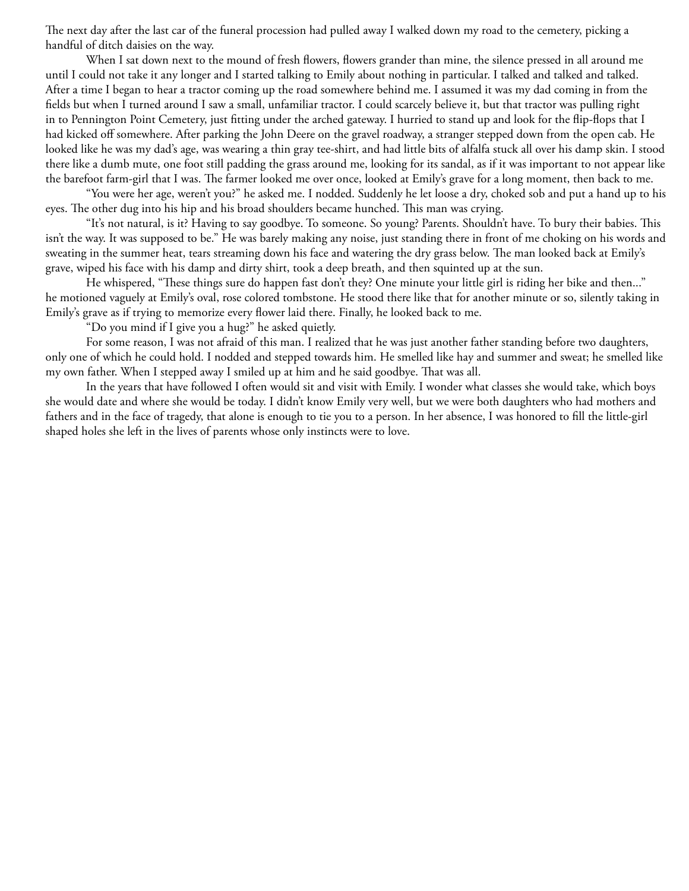The next day after the last car of the funeral procession had pulled away I walked down my road to the cemetery, picking a handful of ditch daisies on the way.

When I sat down next to the mound of fresh flowers, flowers grander than mine, the silence pressed in all around me until I could not take it any longer and I started talking to Emily about nothing in particular. I talked and talked and talked. After a time I began to hear a tractor coming up the road somewhere behind me. I assumed it was my dad coming in from the fields but when I turned around I saw a small, unfamiliar tractor. I could scarcely believe it, but that tractor was pulling right in to Pennington Point Cemetery, just fitting under the arched gateway. I hurried to stand up and look for the flip-flops that I had kicked off somewhere. After parking the John Deere on the gravel roadway, a stranger stepped down from the open cab. He looked like he was my dad's age, was wearing a thin gray tee-shirt, and had little bits of alfalfa stuck all over his damp skin. I stood there like a dumb mute, one foot still padding the grass around me, looking for its sandal, as if it was important to not appear like the barefoot farm-girl that I was. The farmer looked me over once, looked at Emily's grave for a long moment, then back to me.

"You were her age, weren't you?" he asked me. I nodded. Suddenly he let loose a dry, choked sob and put a hand up to his eyes. The other dug into his hip and his broad shoulders became hunched. This man was crying.

"It's not natural, is it? Having to say goodbye. To someone. So young? Parents. Shouldn't have. To bury their babies. This isn't the way. It was supposed to be." He was barely making any noise, just standing there in front of me choking on his words and sweating in the summer heat, tears streaming down his face and watering the dry grass below. The man looked back at Emily's grave, wiped his face with his damp and dirty shirt, took a deep breath, and then squinted up at the sun.

He whispered, "These things sure do happen fast don't they? One minute your little girl is riding her bike and then..." he motioned vaguely at Emily's oval, rose colored tombstone. He stood there like that for another minute or so, silently taking in Emily's grave as if trying to memorize every flower laid there. Finally, he looked back to me.

"Do you mind if I give you a hug?" he asked quietly.

For some reason, I was not afraid of this man. I realized that he was just another father standing before two daughters, only one of which he could hold. I nodded and stepped towards him. He smelled like hay and summer and sweat; he smelled like my own father. When I stepped away I smiled up at him and he said goodbye. That was all.

In the years that have followed I often would sit and visit with Emily. I wonder what classes she would take, which boys she would date and where she would be today. I didn't know Emily very well, but we were both daughters who had mothers and fathers and in the face of tragedy, that alone is enough to tie you to a person. In her absence, I was honored to fill the little-girl shaped holes she left in the lives of parents whose only instincts were to love.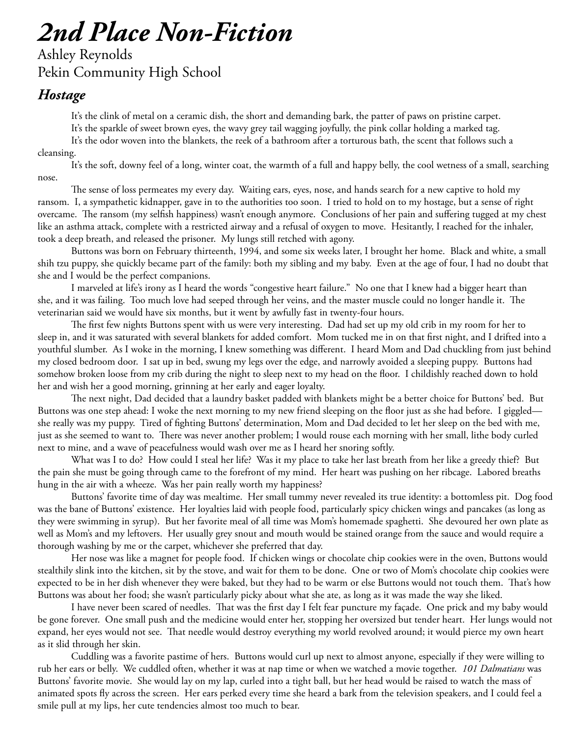# *2nd Place Non-Fiction*

Ashley Reynolds
Pekin Community High School

## *Hostage*

It's the clink of metal on a ceramic dish, the short and demanding bark, the patter of paws on pristine carpet.

It's the sparkle of sweet brown eyes, the wavy grey tail wagging joyfully, the pink collar holding a marked tag.

It's the odor woven into the blankets, the reek of a bathroom after a torturous bath, the scent that follows such a cleansing.

It's the soft, downy feel of a long, winter coat, the warmth of a full and happy belly, the cool wetness of a small, searching nose.

The sense of loss permeates my every day. Waiting ears, eyes, nose, and hands search for a new captive to hold my ransom. I, a sympathetic kidnapper, gave in to the authorities too soon. I tried to hold on to my hostage, but a sense of right overcame. The ransom (my selfish happiness) wasn't enough anymore. Conclusions of her pain and suffering tugged at my chest like an asthma attack, complete with a restricted airway and a refusal of oxygen to move. Hesitantly, I reached for the inhaler, took a deep breath, and released the prisoner. My lungs still retched with agony.

Buttons was born on February thirteenth, 1994, and some six weeks later, I brought her home. Black and white, a small shih tzu puppy, she quickly became part of the family: both my sibling and my baby. Even at the age of four, I had no doubt that she and I would be the perfect companions.

I marveled at life's irony as I heard the words "congestive heart failure." No one that I knew had a bigger heart than she, and it was failing. Too much love had seeped through her veins, and the master muscle could no longer handle it. The veterinarian said we would have six months, but it went by awfully fast in twenty-four hours.

The first few nights Buttons spent with us were very interesting. Dad had set up my old crib in my room for her to sleep in, and it was saturated with several blankets for added comfort. Mom tucked me in on that first night, and I drifted into a youthful slumber. As I woke in the morning, I knew something was different. I heard Mom and Dad chuckling from just behind my closed bedroom door. I sat up in bed, swung my legs over the edge, and narrowly avoided a sleeping puppy. Buttons had somehow broken loose from my crib during the night to sleep next to my head on the floor. I childishly reached down to hold her and wish her a good morning, grinning at her early and eager loyalty.

The next night, Dad decided that a laundry basket padded with blankets might be a better choice for Buttons' bed. But Buttons was one step ahead: I woke the next morning to my new friend sleeping on the floor just as she had before. I giggled—she really was my puppy. Tired of fighting Buttons' determination, Mom and Dad decided to let her sleep on the bed with me, just as she seemed to want to. There was never another problem; I would rouse each morning with her small, lithe body curled next to mine, and a wave of peacefulness would wash over me as I heard her snoring softly.

What was I to do? How could I steal her life? Was it my place to take her last breath from her like a greedy thief? But the pain she must be going through came to the forefront of my mind. Her heart was pushing on her ribcage. Labored breaths hung in the air with a wheeze. Was her pain really worth my happiness?

Buttons' favorite time of day was mealtime. Her small tummy never revealed its true identity: a bottomless pit. Dog food was the bane of Buttons' existence. Her loyalties laid with people food, particularly spicy chicken wings and pancakes (as long as they were swimming in syrup). But her favorite meal of all time was Mom's homemade spaghetti. She devoured her own plate as well as Mom's and my leftovers. Her usually grey snout and mouth would be stained orange from the sauce and would require a thorough washing by me or the carpet, whichever she preferred that day.

Her nose was like a magnet for people food. If chicken wings or chocolate chip cookies were in the oven, Buttons would stealthily slink into the kitchen, sit by the stove, and wait for them to be done. One or two of Mom's chocolate chip cookies were expected to be in her dish whenever they were baked, but they had to be warm or else Buttons would not touch them. That's how Buttons was about her food; she wasn't particularly picky about what she ate, as long as it was made the way she liked.

I have never been scared of needles. That was the first day I felt fear puncture my façade. One prick and my baby would be gone forever. One small push and the medicine would enter her, stopping her oversized but tender heart. Her lungs would not expand, her eyes would not see. That needle would destroy everything my world revolved around; it would pierce my own heart as it slid through her skin.

Cuddling was a favorite pastime of hers. Buttons would curl up next to almost anyone, especially if they were willing to rub her ears or belly. We cuddled often, whether it was at nap time or when we watched a movie together. *101 Dalmatians* was Buttons' favorite movie. She would lay on my lap, curled into a tight ball, but her head would be raised to watch the mass of animated spots fly across the screen. Her ears perked every time she heard a bark from the television speakers, and I could feel a smile pull at my lips, her cute tendencies almost too much to bear.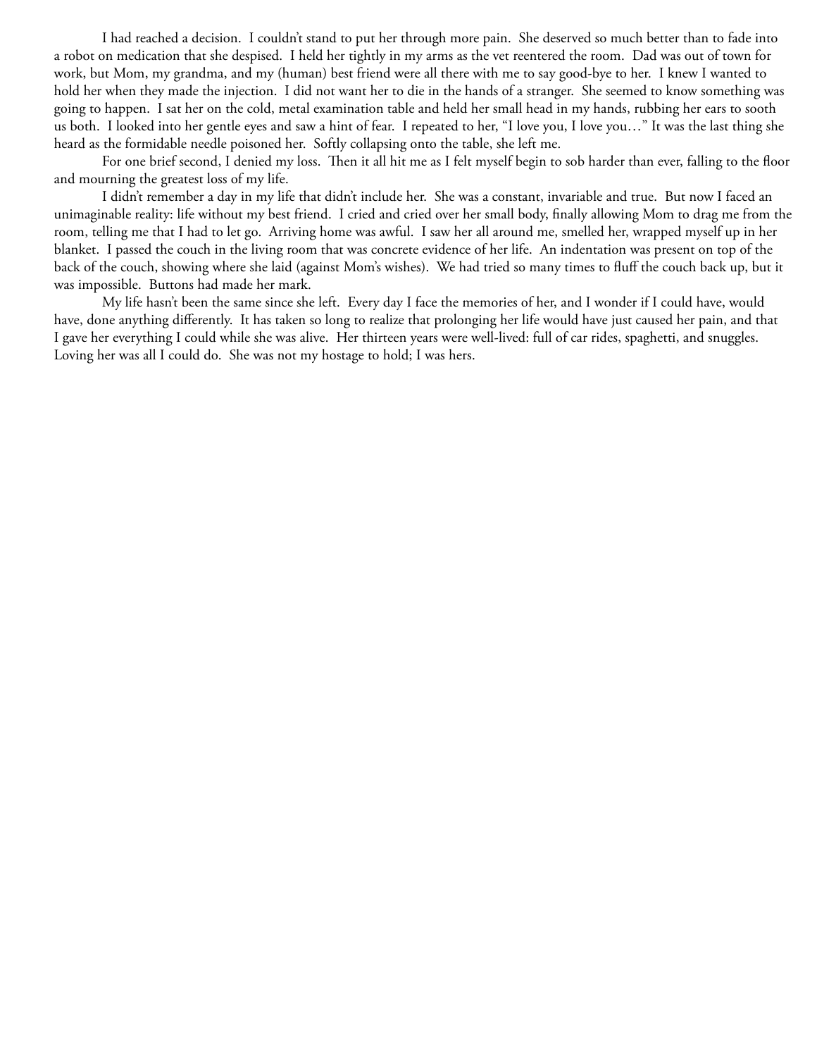I had reached a decision. I couldn't stand to put her through more pain. She deserved so much better than to fade into a robot on medication that she despised. I held her tightly in my arms as the vet reentered the room. Dad was out of town for work, but Mom, my grandma, and my (human) best friend were all there with me to say good-bye to her. I knew I wanted to hold her when they made the injection. I did not want her to die in the hands of a stranger. She seemed to know something was going to happen. I sat her on the cold, metal examination table and held her small head in my hands, rubbing her ears to sooth us both. I looked into her gentle eyes and saw a hint of fear. I repeated to her, "I love you, I love you…" It was the last thing she heard as the formidable needle poisoned her. Softly collapsing onto the table, she left me.

For one brief second, I denied my loss. Then it all hit me as I felt myself begin to sob harder than ever, falling to the floor and mourning the greatest loss of my life.

I didn't remember a day in my life that didn't include her. She was a constant, invariable and true. But now I faced an unimaginable reality: life without my best friend. I cried and cried over her small body, finally allowing Mom to drag me from the room, telling me that I had to let go. Arriving home was awful. I saw her all around me, smelled her, wrapped myself up in her blanket. I passed the couch in the living room that was concrete evidence of her life. An indentation was present on top of the back of the couch, showing where she laid (against Mom's wishes). We had tried so many times to fluff the couch back up, but it was impossible. Buttons had made her mark.

My life hasn't been the same since she left. Every day I face the memories of her, and I wonder if I could have, would have, done anything differently. It has taken so long to realize that prolonging her life would have just caused her pain, and that I gave her everything I could while she was alive. Her thirteen years were well-lived: full of car rides, spaghetti, and snuggles. Loving her was all I could do. She was not my hostage to hold; I was hers.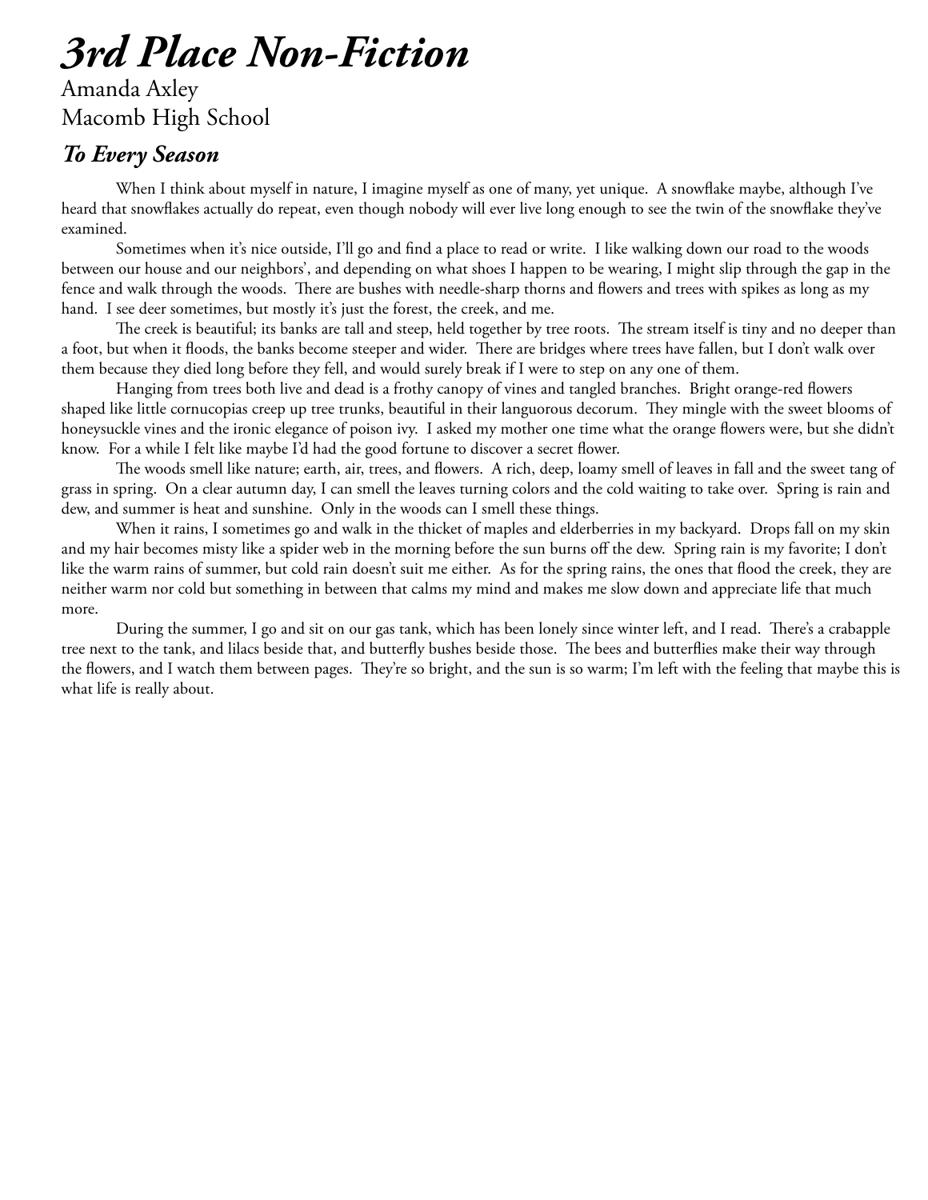# *3rd Place Non-Fiction*

Amanda Axley
Macomb High School

## *To Every Season*

When I think about myself in nature, I imagine myself as one of many, yet unique. A snowflake maybe, although I've heard that snowflakes actually do repeat, even though nobody will ever live long enough to see the twin of the snowflake they've examined.

Sometimes when it's nice outside, I'll go and find a place to read or write. I like walking down our road to the woods between our house and our neighbors', and depending on what shoes I happen to be wearing, I might slip through the gap in the fence and walk through the woods. There are bushes with needle-sharp thorns and flowers and trees with spikes as long as my hand. I see deer sometimes, but mostly it's just the forest, the creek, and me.

The creek is beautiful; its banks are tall and steep, held together by tree roots. The stream itself is tiny and no deeper than a foot, but when it floods, the banks become steeper and wider. There are bridges where trees have fallen, but I don't walk over them because they died long before they fell, and would surely break if I were to step on any one of them.

Hanging from trees both live and dead is a frothy canopy of vines and tangled branches. Bright orange-red flowers shaped like little cornucopias creep up tree trunks, beautiful in their languorous decorum. They mingle with the sweet blooms of honeysuckle vines and the ironic elegance of poison ivy. I asked my mother one time what the orange flowers were, but she didn't know. For a while I felt like maybe I'd had the good fortune to discover a secret flower.

The woods smell like nature; earth, air, trees, and flowers. A rich, deep, loamy smell of leaves in fall and the sweet tang of grass in spring. On a clear autumn day, I can smell the leaves turning colors and the cold waiting to take over. Spring is rain and dew, and summer is heat and sunshine. Only in the woods can I smell these things.

When it rains, I sometimes go and walk in the thicket of maples and elderberries in my backyard. Drops fall on my skin and my hair becomes misty like a spider web in the morning before the sun burns off the dew. Spring rain is my favorite; I don't like the warm rains of summer, but cold rain doesn't suit me either. As for the spring rains, the ones that flood the creek, they are neither warm nor cold but something in between that calms my mind and makes me slow down and appreciate life that much more.

During the summer, I go and sit on our gas tank, which has been lonely since winter left, and I read. There's a crabapple tree next to the tank, and lilacs beside that, and butterfly bushes beside those. The bees and butterflies make their way through the flowers, and I watch them between pages. They're so bright, and the sun is so warm; I'm left with the feeling that maybe this is what life is really about.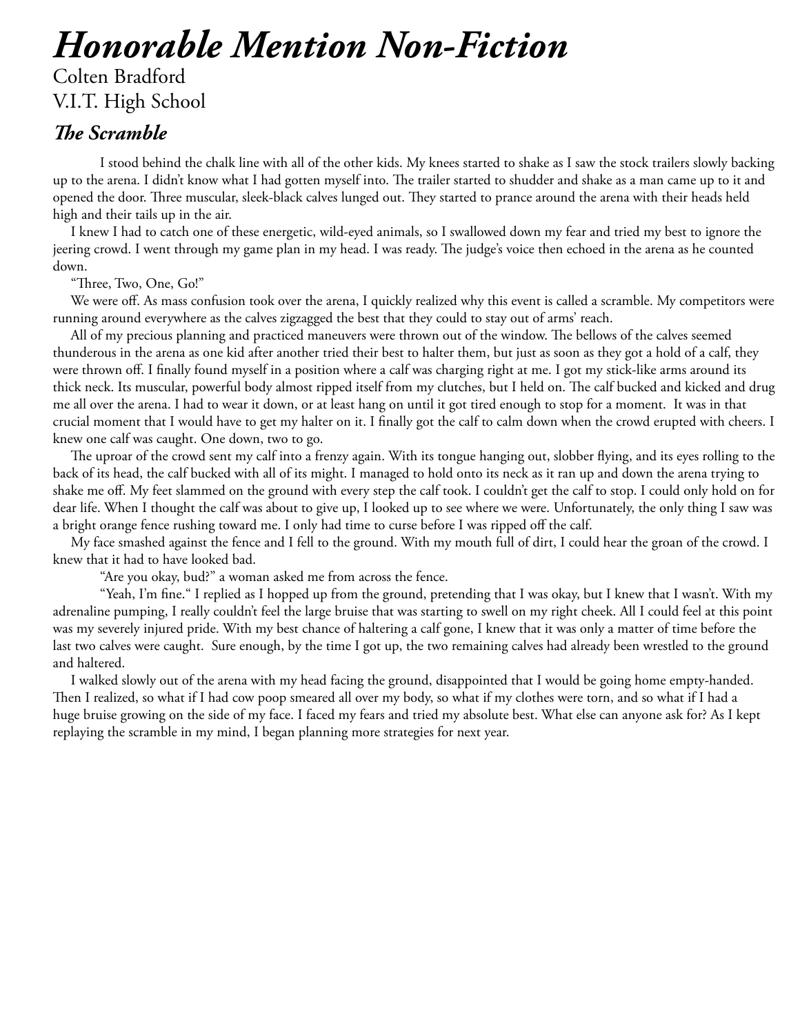# *Honorable Mention Non-Fiction*

Colten Bradford
V.I.T. High School

## *The Scramble*

I stood behind the chalk line with all of the other kids. My knees started to shake as I saw the stock trailers slowly backing up to the arena. I didn't know what I had gotten myself into. The trailer started to shudder and shake as a man came up to it and opened the door. Three muscular, sleek-black calves lunged out. They started to prance around the arena with their heads held high and their tails up in the air.

I knew I had to catch one of these energetic, wild-eyed animals, so I swallowed down my fear and tried my best to ignore the jeering crowd. I went through my game plan in my head. I was ready. The judge's voice then echoed in the arena as he counted down.

"Three, Two, One, Go!"

We were off. As mass confusion took over the arena, I quickly realized why this event is called a scramble. My competitors were running around everywhere as the calves zigzagged the best that they could to stay out of arms' reach.

All of my precious planning and practiced maneuvers were thrown out of the window. The bellows of the calves seemed thunderous in the arena as one kid after another tried their best to halter them, but just as soon as they got a hold of a calf, they were thrown off. I finally found myself in a position where a calf was charging right at me. I got my stick-like arms around its thick neck. Its muscular, powerful body almost ripped itself from my clutches, but I held on. The calf bucked and kicked and drug me all over the arena. I had to wear it down, or at least hang on until it got tired enough to stop for a moment. It was in that crucial moment that I would have to get my halter on it. I finally got the calf to calm down when the crowd erupted with cheers. I knew one calf was caught. One down, two to go.

The uproar of the crowd sent my calf into a frenzy again. With its tongue hanging out, slobber flying, and its eyes rolling to the back of its head, the calf bucked with all of its might. I managed to hold onto its neck as it ran up and down the arena trying to shake me off. My feet slammed on the ground with every step the calf took. I couldn't get the calf to stop. I could only hold on for dear life. When I thought the calf was about to give up, I looked up to see where we were. Unfortunately, the only thing I saw was a bright orange fence rushing toward me. I only had time to curse before I was ripped off the calf.

My face smashed against the fence and I fell to the ground. With my mouth full of dirt, I could hear the groan of the crowd. I knew that it had to have looked bad.

"Are you okay, bud?" a woman asked me from across the fence.

"Yeah, I'm fine." I replied as I hopped up from the ground, pretending that I was okay, but I knew that I wasn't. With my adrenaline pumping, I really couldn't feel the large bruise that was starting to swell on my right cheek. All I could feel at this point was my severely injured pride. With my best chance of haltering a calf gone, I knew that it was only a matter of time before the last two calves were caught. Sure enough, by the time I got up, the two remaining calves had already been wrestled to the ground and haltered.

I walked slowly out of the arena with my head facing the ground, disappointed that I would be going home empty-handed. Then I realized, so what if I had cow poop smeared all over my body, so what if my clothes were torn, and so what if I had a huge bruise growing on the side of my face. I faced my fears and tried my absolute best. What else can anyone ask for? As I kept replaying the scramble in my mind, I began planning more strategies for next year.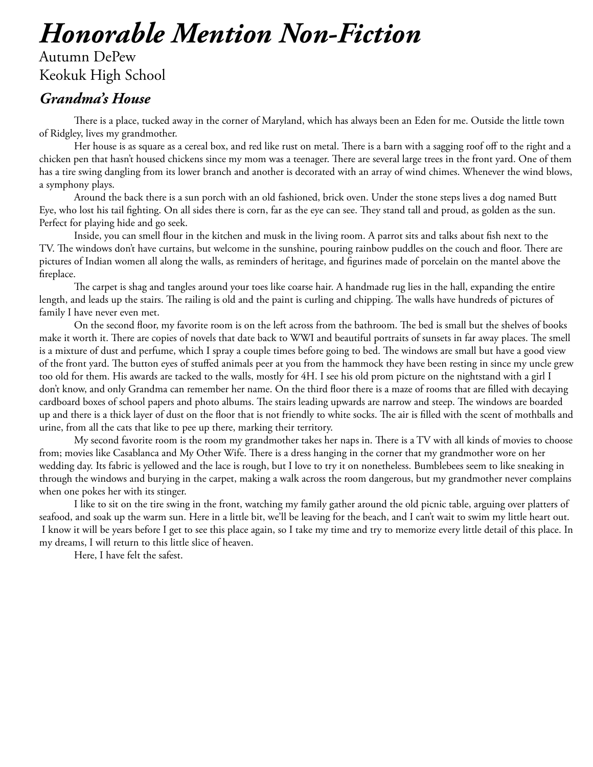# *Honorable Mention Non-Fiction*

Autumn DePew
Keokuk High School

## *Grandma's House*

There is a place, tucked away in the corner of Maryland, which has always been an Eden for me. Outside the little town of Ridgley, lives my grandmother.

Her house is as square as a cereal box, and red like rust on metal. There is a barn with a sagging roof off to the right and a chicken pen that hasn't housed chickens since my mom was a teenager. There are several large trees in the front yard. One of them has a tire swing dangling from its lower branch and another is decorated with an array of wind chimes. Whenever the wind blows, a symphony plays.

Around the back there is a sun porch with an old fashioned, brick oven. Under the stone steps lives a dog named Butt Eye, who lost his tail fighting. On all sides there is corn, far as the eye can see. They stand tall and proud, as golden as the sun. Perfect for playing hide and go seek.

Inside, you can smell flour in the kitchen and musk in the living room. A parrot sits and talks about fish next to the TV. The windows don't have curtains, but welcome in the sunshine, pouring rainbow puddles on the couch and floor. There are pictures of Indian women all along the walls, as reminders of heritage, and figurines made of porcelain on the mantel above the fireplace.

The carpet is shag and tangles around your toes like coarse hair. A handmade rug lies in the hall, expanding the entire length, and leads up the stairs. The railing is old and the paint is curling and chipping. The walls have hundreds of pictures of family I have never even met.

On the second floor, my favorite room is on the left across from the bathroom. The bed is small but the shelves of books make it worth it. There are copies of novels that date back to WWI and beautiful portraits of sunsets in far away places. The smell is a mixture of dust and perfume, which I spray a couple times before going to bed. The windows are small but have a good view of the front yard. The button eyes of stuffed animals peer at you from the hammock they have been resting in since my uncle grew too old for them. His awards are tacked to the walls, mostly for 4H. I see his old prom picture on the nightstand with a girl I don't know, and only Grandma can remember her name. On the third floor there is a maze of rooms that are filled with decaying cardboard boxes of school papers and photo albums. The stairs leading upwards are narrow and steep. The windows are boarded up and there is a thick layer of dust on the floor that is not friendly to white socks. The air is filled with the scent of mothballs and urine, from all the cats that like to pee up there, marking their territory.

My second favorite room is the room my grandmother takes her naps in. There is a TV with all kinds of movies to choose from; movies like Casablanca and My Other Wife. There is a dress hanging in the corner that my grandmother wore on her wedding day. Its fabric is yellowed and the lace is rough, but I love to try it on nonetheless. Bumblebees seem to like sneaking in through the windows and burying in the carpet, making a walk across the room dangerous, but my grandmother never complains when one pokes her with its stinger.

I like to sit on the tire swing in the front, watching my family gather around the old picnic table, arguing over platters of seafood, and soak up the warm sun. Here in a little bit, we'll be leaving for the beach, and I can't wait to swim my little heart out. I know it will be years before I get to see this place again, so I take my time and try to memorize every little detail of this place. In my dreams, I will return to this little slice of heaven.

Here, I have felt the safest.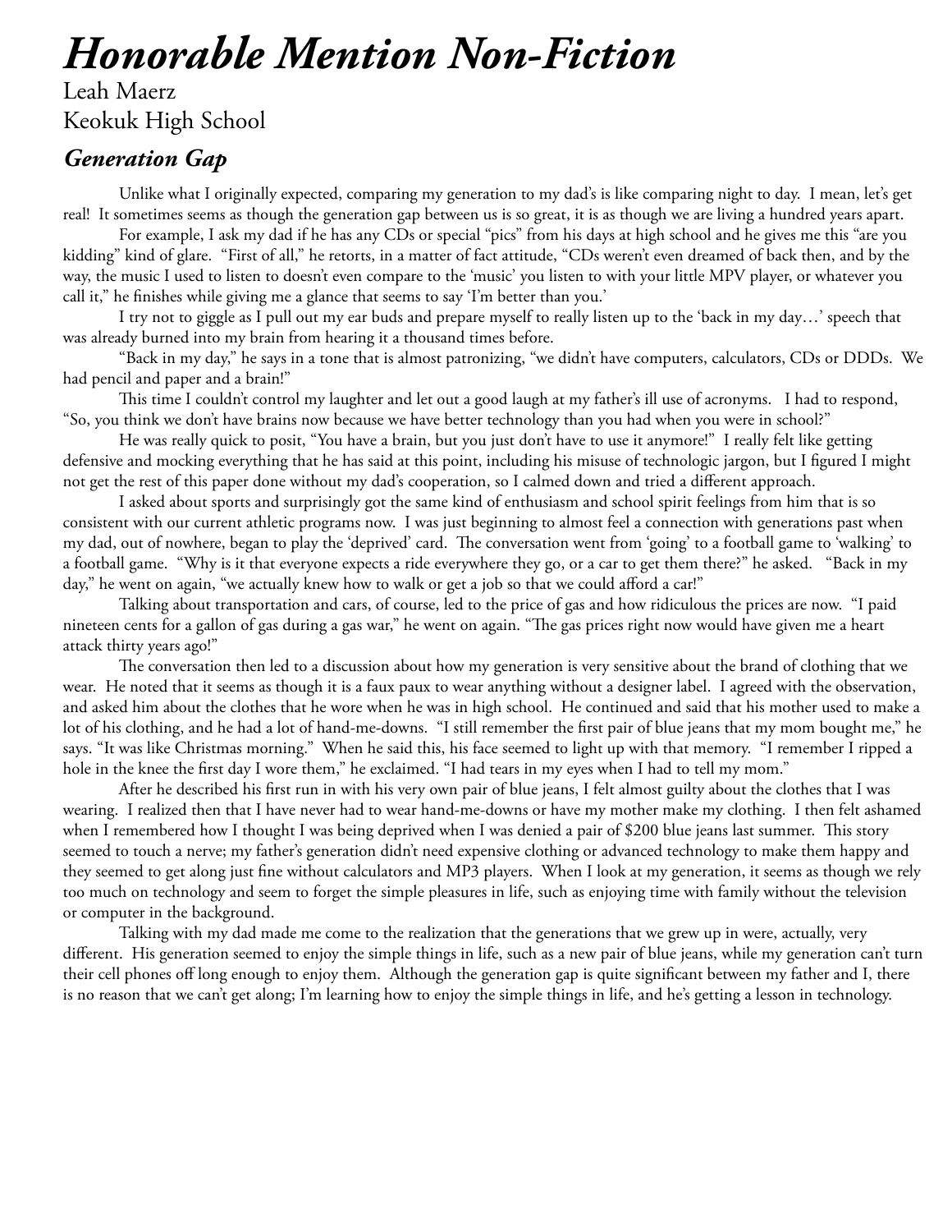# *Honorable Mention Non-Fiction*

Leah Maerz
Keokuk High School

## *Generation Gap*

Unlike what I originally expected, comparing my generation to my dad's is like comparing night to day. I mean, let's get real! It sometimes seems as though the generation gap between us is so great, it is as though we are living a hundred years apart.

For example, I ask my dad if he has any CDs or special "pics" from his days at high school and he gives me this "are you kidding" kind of glare. "First of all," he retorts, in a matter of fact attitude, "CDs weren't even dreamed of back then, and by the way, the music I used to listen to doesn't even compare to the 'music' you listen to with your little MPV player, or whatever you call it," he finishes while giving me a glance that seems to say 'I'm better than you.'

I try not to giggle as I pull out my ear buds and prepare myself to really listen up to the 'back in my day…' speech that was already burned into my brain from hearing it a thousand times before.

"Back in my day," he says in a tone that is almost patronizing, "we didn't have computers, calculators, CDs or DDDs. We had pencil and paper and a brain!"

This time I couldn't control my laughter and let out a good laugh at my father's ill use of acronyms. I had to respond, "So, you think we don't have brains now because we have better technology than you had when you were in school?"

He was really quick to posit, "You have a brain, but you just don't have to use it anymore!" I really felt like getting defensive and mocking everything that he has said at this point, including his misuse of technologic jargon, but I figured I might not get the rest of this paper done without my dad's cooperation, so I calmed down and tried a different approach.

I asked about sports and surprisingly got the same kind of enthusiasm and school spirit feelings from him that is so consistent with our current athletic programs now. I was just beginning to almost feel a connection with generations past when my dad, out of nowhere, began to play the 'deprived' card. The conversation went from 'going' to a football game to 'walking' to a football game. "Why is it that everyone expects a ride everywhere they go, or a car to get them there?" he asked. "Back in my day," he went on again, "we actually knew how to walk or get a job so that we could afford a car!"

Talking about transportation and cars, of course, led to the price of gas and how ridiculous the prices are now. "I paid nineteen cents for a gallon of gas during a gas war," he went on again. "The gas prices right now would have given me a heart attack thirty years ago!"

The conversation then led to a discussion about how my generation is very sensitive about the brand of clothing that we wear. He noted that it seems as though it is a faux paux to wear anything without a designer label. I agreed with the observation, and asked him about the clothes that he wore when he was in high school. He continued and said that his mother used to make a lot of his clothing, and he had a lot of hand-me-downs. "I still remember the first pair of blue jeans that my mom bought me," he says. "It was like Christmas morning." When he said this, his face seemed to light up with that memory. "I remember I ripped a hole in the knee the first day I wore them," he exclaimed. "I had tears in my eyes when I had to tell my mom."

After he described his first run in with his very own pair of blue jeans, I felt almost guilty about the clothes that I was wearing. I realized then that I have never had to wear hand-me-downs or have my mother make my clothing. I then felt ashamed when I remembered how I thought I was being deprived when I was denied a pair of $200 blue jeans last summer. This story seemed to touch a nerve; my father's generation didn't need expensive clothing or advanced technology to make them happy and they seemed to get along just fine without calculators and MP3 players. When I look at my generation, it seems as though we rely too much on technology and seem to forget the simple pleasures in life, such as enjoying time with family without the television or computer in the background.

Talking with my dad made me come to the realization that the generations that we grew up in were, actually, very different. His generation seemed to enjoy the simple things in life, such as a new pair of blue jeans, while my generation can't turn their cell phones off long enough to enjoy them. Although the generation gap is quite significant between my father and I, there is no reason that we can't get along; I'm learning how to enjoy the simple things in life, and he's getting a lesson in technology.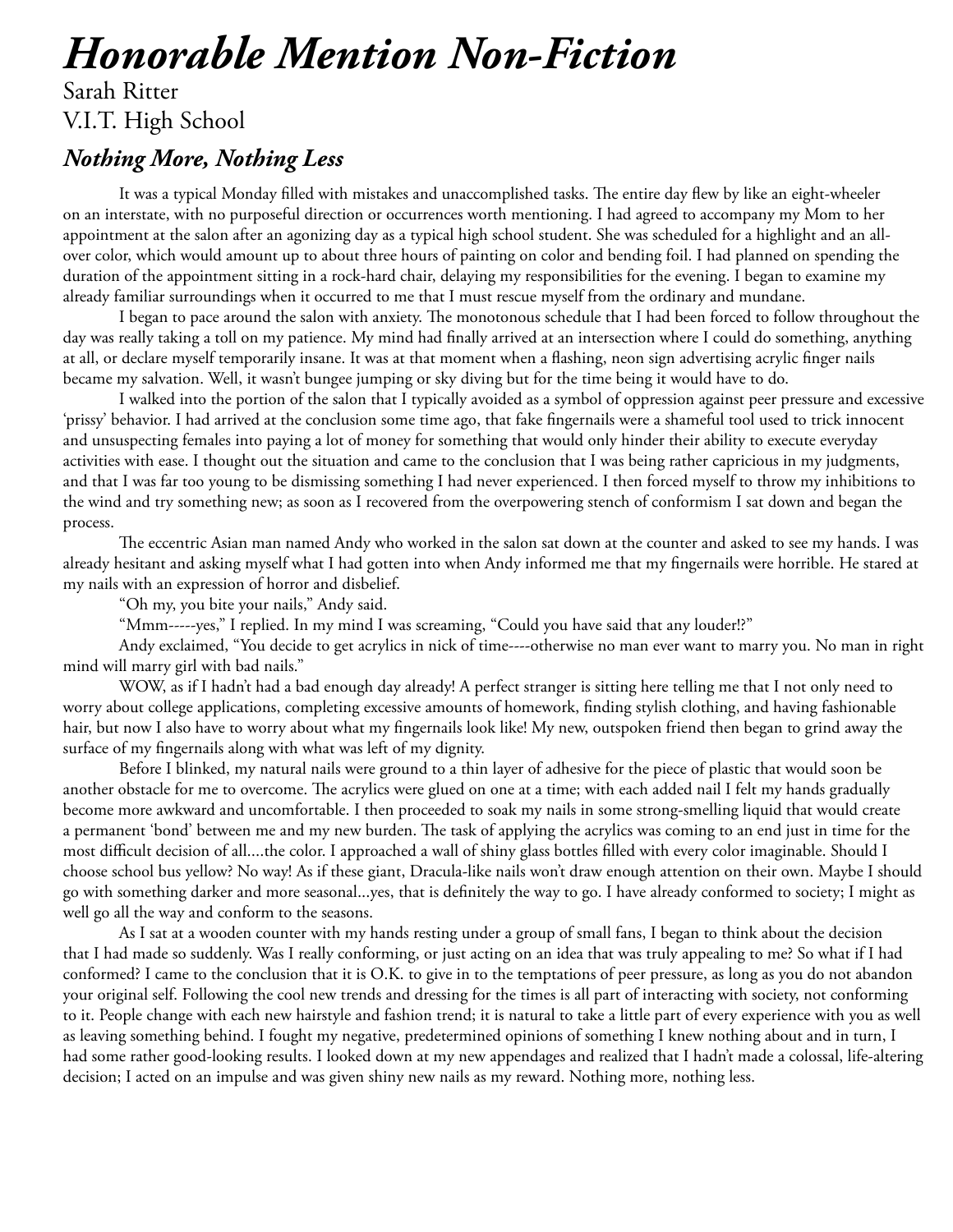# *Honorable Mention Non-Fiction*

Sarah Ritter
V.I.T. High School

## *Nothing More, Nothing Less*

It was a typical Monday filled with mistakes and unaccomplished tasks. The entire day flew by like an eight-wheeler on an interstate, with no purposeful direction or occurrences worth mentioning. I had agreed to accompany my Mom to her appointment at the salon after an agonizing day as a typical high school student. She was scheduled for a highlight and an all-over color, which would amount up to about three hours of painting on color and bending foil. I had planned on spending the duration of the appointment sitting in a rock-hard chair, delaying my responsibilities for the evening. I began to examine my already familiar surroundings when it occurred to me that I must rescue myself from the ordinary and mundane.

I began to pace around the salon with anxiety. The monotonous schedule that I had been forced to follow throughout the day was really taking a toll on my patience. My mind had finally arrived at an intersection where I could do something, anything at all, or declare myself temporarily insane. It was at that moment when a flashing, neon sign advertising acrylic finger nails became my salvation. Well, it wasn't bungee jumping or sky diving but for the time being it would have to do.

I walked into the portion of the salon that I typically avoided as a symbol of oppression against peer pressure and excessive 'prissy' behavior. I had arrived at the conclusion some time ago, that fake fingernails were a shameful tool used to trick innocent and unsuspecting females into paying a lot of money for something that would only hinder their ability to execute everyday activities with ease. I thought out the situation and came to the conclusion that I was being rather capricious in my judgments, and that I was far too young to be dismissing something I had never experienced. I then forced myself to throw my inhibitions to the wind and try something new; as soon as I recovered from the overpowering stench of conformism I sat down and began the process.

The eccentric Asian man named Andy who worked in the salon sat down at the counter and asked to see my hands. I was already hesitant and asking myself what I had gotten into when Andy informed me that my fingernails were horrible. He stared at my nails with an expression of horror and disbelief.

"Oh my, you bite your nails," Andy said.

"Mmm-----yes," I replied. In my mind I was screaming, "Could you have said that any louder!?"

Andy exclaimed, "You decide to get acrylics in nick of time----otherwise no man ever want to marry you. No man in right mind will marry girl with bad nails."

WOW, as if I hadn't had a bad enough day already! A perfect stranger is sitting here telling me that I not only need to worry about college applications, completing excessive amounts of homework, finding stylish clothing, and having fashionable hair, but now I also have to worry about what my fingernails look like! My new, outspoken friend then began to grind away the surface of my fingernails along with what was left of my dignity.

Before I blinked, my natural nails were ground to a thin layer of adhesive for the piece of plastic that would soon be another obstacle for me to overcome. The acrylics were glued on one at a time; with each added nail I felt my hands gradually become more awkward and uncomfortable. I then proceeded to soak my nails in some strong-smelling liquid that would create a permanent 'bond' between me and my new burden. The task of applying the acrylics was coming to an end just in time for the most difficult decision of all....the color. I approached a wall of shiny glass bottles filled with every color imaginable. Should I choose school bus yellow? No way! As if these giant, Dracula-like nails won't draw enough attention on their own. Maybe I should go with something darker and more seasonal...yes, that is definitely the way to go. I have already conformed to society; I might as well go all the way and conform to the seasons.

As I sat at a wooden counter with my hands resting under a group of small fans, I began to think about the decision that I had made so suddenly. Was I really conforming, or just acting on an idea that was truly appealing to me? So what if I had conformed? I came to the conclusion that it is O.K. to give in to the temptations of peer pressure, as long as you do not abandon your original self. Following the cool new trends and dressing for the times is all part of interacting with society, not conforming to it. People change with each new hairstyle and fashion trend; it is natural to take a little part of every experience with you as well as leaving something behind. I fought my negative, predetermined opinions of something I knew nothing about and in turn, I had some rather good-looking results. I looked down at my new appendages and realized that I hadn't made a colossal, life-altering decision; I acted on an impulse and was given shiny new nails as my reward. Nothing more, nothing less.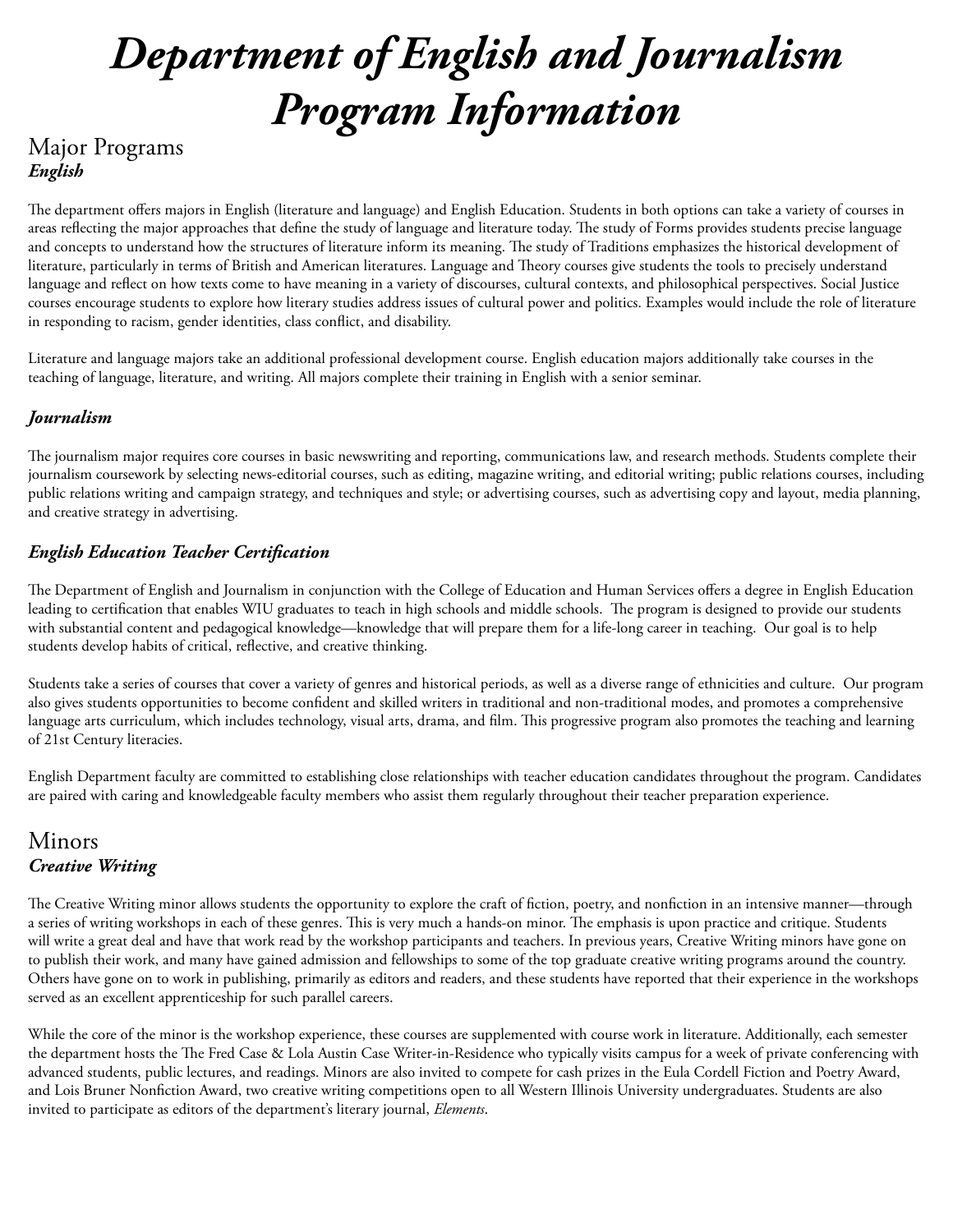# *Department of English and Journalism Program Information*

## Major Programs

### *English*

The department offers majors in English (literature and language) and English Education. Students in both options can take a variety of courses in areas reflecting the major approaches that define the study of language and literature today. The study of Forms provides students precise language and concepts to understand how the structures of literature inform its meaning. The study of Traditions emphasizes the historical development of literature, particularly in terms of British and American literatures. Language and Theory courses give students the tools to precisely understand language and reflect on how texts come to have meaning in a variety of discourses, cultural contexts, and philosophical perspectives. Social Justice courses encourage students to explore how literary studies address issues of cultural power and politics. Examples would include the role of literature in responding to racism, gender identities, class conflict, and disability.

Literature and language majors take an additional professional development course. English education majors additionally take courses in the teaching of language, literature, and writing. All majors complete their training in English with a senior seminar.

### *Journalism*

The journalism major requires core courses in basic newswriting and reporting, communications law, and research methods. Students complete their journalism coursework by selecting news-editorial courses, such as editing, magazine writing, and editorial writing; public relations courses, including public relations writing and campaign strategy, and techniques and style; or advertising courses, such as advertising copy and layout, media planning, and creative strategy in advertising.

### *English Education Teacher Certification*

The Department of English and Journalism in conjunction with the College of Education and Human Services offers a degree in English Education leading to certification that enables WIU graduates to teach in high schools and middle schools. The program is designed to provide our students with substantial content and pedagogical knowledge—knowledge that will prepare them for a life-long career in teaching. Our goal is to help students develop habits of critical, reflective, and creative thinking.

Students take a series of courses that cover a variety of genres and historical periods, as well as a diverse range of ethnicities and culture. Our program also gives students opportunities to become confident and skilled writers in traditional and non-traditional modes, and promotes a comprehensive language arts curriculum, which includes technology, visual arts, drama, and film. This progressive program also promotes the teaching and learning of 21st Century literacies.

English Department faculty are committed to establishing close relationships with teacher education candidates throughout the program. Candidates are paired with caring and knowledgeable faculty members who assist them regularly throughout their teacher preparation experience.

## Minors

### *Creative Writing*

The Creative Writing minor allows students the opportunity to explore the craft of fiction, poetry, and nonfiction in an intensive manner—through a series of writing workshops in each of these genres. This is very much a hands-on minor. The emphasis is upon practice and critique. Students will write a great deal and have that work read by the workshop participants and teachers. In previous years, Creative Writing minors have gone on to publish their work, and many have gained admission and fellowships to some of the top graduate creative writing programs around the country. Others have gone on to work in publishing, primarily as editors and readers, and these students have reported that their experience in the workshops served as an excellent apprenticeship for such parallel careers.

While the core of the minor is the workshop experience, these courses are supplemented with course work in literature. Additionally, each semester the department hosts the The Fred Case & Lola Austin Case Writer-in-Residence who typically visits campus for a week of private conferencing with advanced students, public lectures, and readings. Minors are also invited to compete for cash prizes in the Eula Cordell Fiction and Poetry Award, and Lois Bruner Nonfiction Award, two creative writing competitions open to all Western Illinois University undergraduates. Students are also invited to participate as editors of the department's literary journal, *Elements*.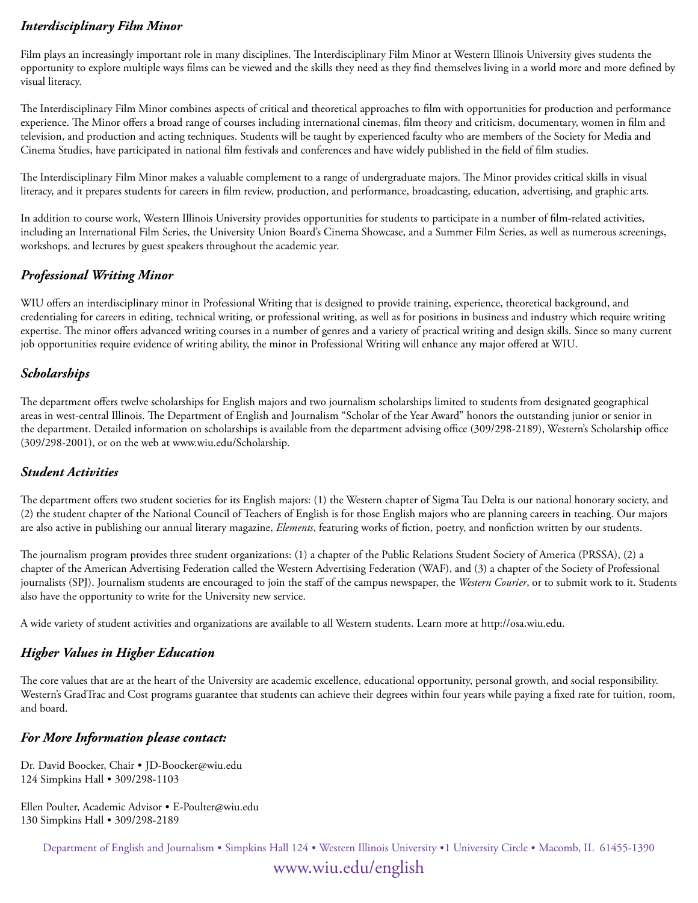## *Interdisciplinary Film Minor*

Film plays an increasingly important role in many disciplines. The Interdisciplinary Film Minor at Western Illinois University gives students the opportunity to explore multiple ways films can be viewed and the skills they need as they find themselves living in a world more and more defined by visual literacy.

The Interdisciplinary Film Minor combines aspects of critical and theoretical approaches to film with opportunities for production and performance experience. The Minor offers a broad range of courses including international cinemas, film theory and criticism, documentary, women in film and television, and production and acting techniques. Students will be taught by experienced faculty who are members of the Society for Media and Cinema Studies, have participated in national film festivals and conferences and have widely published in the field of film studies.

The Interdisciplinary Film Minor makes a valuable complement to a range of undergraduate majors. The Minor provides critical skills in visual literacy, and it prepares students for careers in film review, production, and performance, broadcasting, education, advertising, and graphic arts.

In addition to course work, Western Illinois University provides opportunities for students to participate in a number of film-related activities, including an International Film Series, the University Union Board's Cinema Showcase, and a Summer Film Series, as well as numerous screenings, workshops, and lectures by guest speakers throughout the academic year.

## *Professional Writing Minor*

WIU offers an interdisciplinary minor in Professional Writing that is designed to provide training, experience, theoretical background, and credentialing for careers in editing, technical writing, or professional writing, as well as for positions in business and industry which require writing expertise. The minor offers advanced writing courses in a number of genres and a variety of practical writing and design skills. Since so many current job opportunities require evidence of writing ability, the minor in Professional Writing will enhance any major offered at WIU.

## *Scholarships*

The department offers twelve scholarships for English majors and two journalism scholarships limited to students from designated geographical areas in west-central Illinois. The Department of English and Journalism "Scholar of the Year Award" honors the outstanding junior or senior in the department. Detailed information on scholarships is available from the department advising office (309/298-2189), Western's Scholarship office (309/298-2001), or on the web at www.wiu.edu/Scholarship.

## *Student Activities*

The department offers two student societies for its English majors: (1) the Western chapter of Sigma Tau Delta is our national honorary society, and (2) the student chapter of the National Council of Teachers of English is for those English majors who are planning careers in teaching. Our majors are also active in publishing our annual literary magazine, *Elements*, featuring works of fiction, poetry, and nonfiction written by our students.

The journalism program provides three student organizations: (1) a chapter of the Public Relations Student Society of America (PRSSA), (2) a chapter of the American Advertising Federation called the Western Advertising Federation (WAF), and (3) a chapter of the Society of Professional journalists (SPJ). Journalism students are encouraged to join the staff of the campus newspaper, the *Western Courier*, or to submit work to it. Students also have the opportunity to write for the University new service.

A wide variety of student activities and organizations are available to all Western students. Learn more at http://osa.wiu.edu.

## *Higher Values in Higher Education*

The core values that are at the heart of the University are academic excellence, educational opportunity, personal growth, and social responsibility. Western's GradTrac and Cost programs guarantee that students can achieve their degrees within four years while paying a fixed rate for tuition, room, and board.

## *For More Information please contact:*

Dr. David Boocker, Chair • JD-Boocker@wiu.edu
124 Simpkins Hall • 309/298-1103

Ellen Poulter, Academic Advisor • E-Poulter@wiu.edu
130 Simpkins Hall • 309/298-2189

Department of English and Journalism • Simpkins Hall 124 • Western Illinois University •1 University Circle • Macomb, IL 61455-1390

www.wiu.edu/english